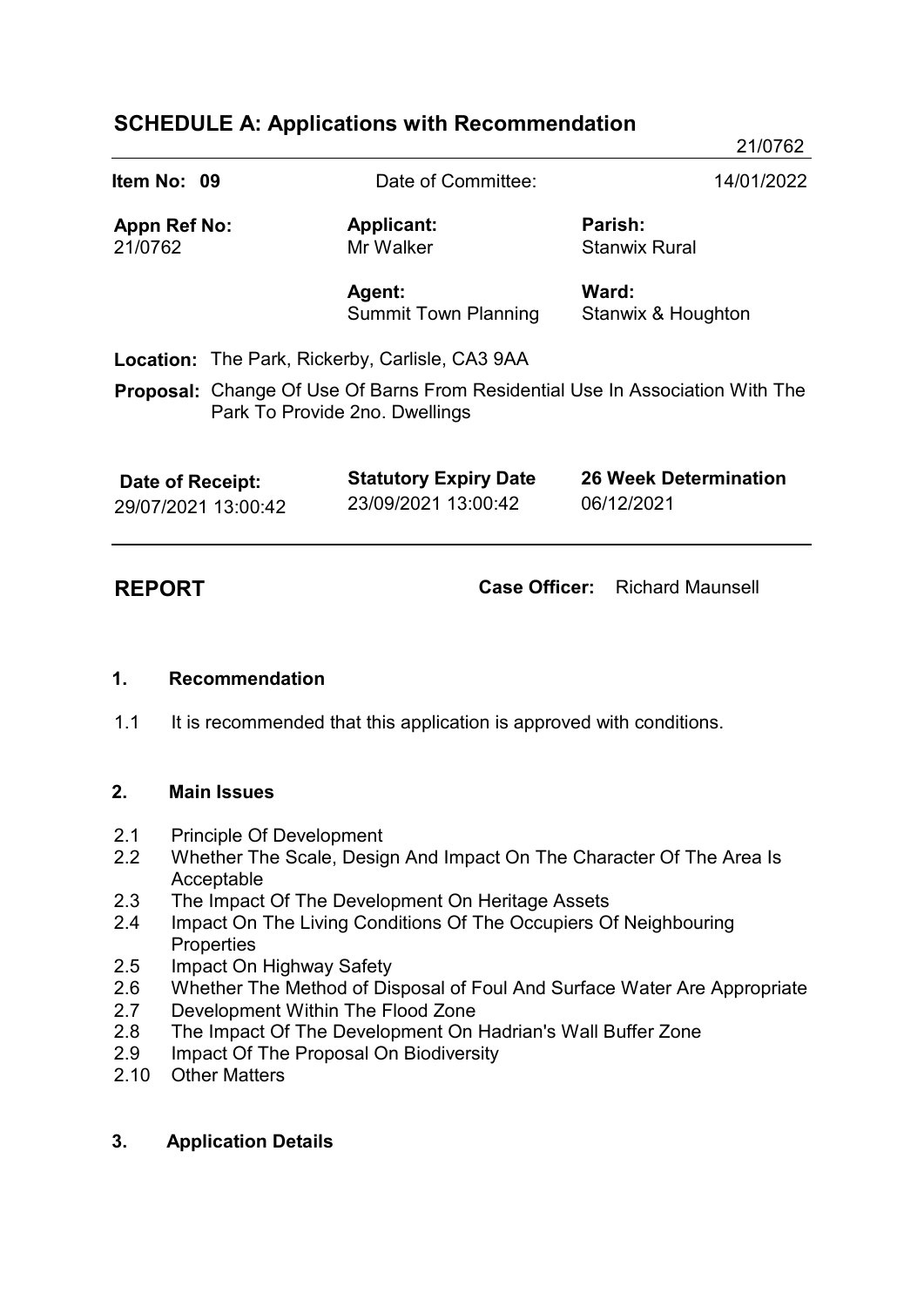## SCHEDULE A: Applications with Recommendation

21/0762

| **Item No: 09** | Date of Committee: | 14/01/2022 |
|---|---|---|
| **Appn Ref No:** 21/0762 | **Applicant:** Mr Walker | **Parish:** Stanwix Rural |
| | **Agent:** Summit Town Planning | **Ward:** Stanwix & Houghton |

**Location:** The Park, Rickerby, Carlisle, CA3 9AA

**Proposal:** Change Of Use Of Barns From Residential Use In Association With The Park To Provide 2no. Dwellings

| **Date of Receipt:** | **Statutory Expiry Date** | **26 Week Determination** |
|---|---|---|
| 29/07/2021 13:00:42 | 23/09/2021 13:00:42 | 06/12/2021 |

**REPORT** **Case Officer:** Richard Maunsell

### 1. Recommendation

1.1 It is recommended that this application is approved with conditions.

### 2. Main Issues

2.1 Principle Of Development
2.2 Whether The Scale, Design And Impact On The Character Of The Area Is Acceptable
2.3 The Impact Of The Development On Heritage Assets
2.4 Impact On The Living Conditions Of The Occupiers Of Neighbouring Properties
2.5 Impact On Highway Safety
2.6 Whether The Method of Disposal of Foul And Surface Water Are Appropriate
2.7 Development Within The Flood Zone
2.8 The Impact Of The Development On Hadrian's Wall Buffer Zone
2.9 Impact Of The Proposal On Biodiversity
2.10 Other Matters

### 3. Application Details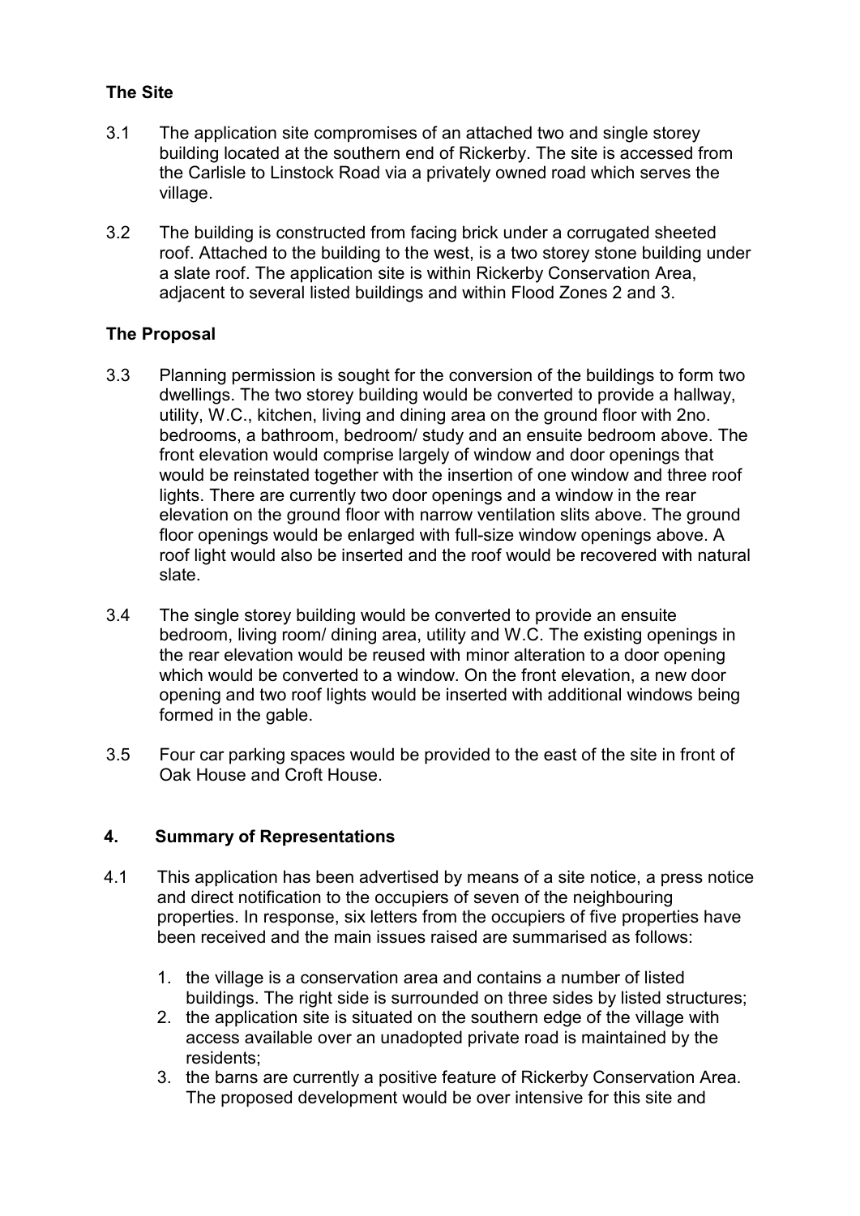### The Site

3.1 The application site compromises of an attached two and single storey building located at the southern end of Rickerby. The site is accessed from the Carlisle to Linstock Road via a privately owned road which serves the village.

3.2 The building is constructed from facing brick under a corrugated sheeted roof. Attached to the building to the west, is a two storey stone building under a slate roof. The application site is within Rickerby Conservation Area, adjacent to several listed buildings and within Flood Zones 2 and 3.

### The Proposal

3.3 Planning permission is sought for the conversion of the buildings to form two dwellings. The two storey building would be converted to provide a hallway, utility, W.C., kitchen, living and dining area on the ground floor with 2no. bedrooms, a bathroom, bedroom/ study and an ensuite bedroom above. The front elevation would comprise largely of window and door openings that would be reinstated together with the insertion of one window and three roof lights. There are currently two door openings and a window in the rear elevation on the ground floor with narrow ventilation slits above. The ground floor openings would be enlarged with full-size window openings above. A roof light would also be inserted and the roof would be recovered with natural slate.

3.4 The single storey building would be converted to provide an ensuite bedroom, living room/ dining area, utility and W.C. The existing openings in the rear elevation would be reused with minor alteration to a door opening which would be converted to a window. On the front elevation, a new door opening and two roof lights would be inserted with additional windows being formed in the gable.

3.5 Four car parking spaces would be provided to the east of the site in front of Oak House and Croft House.

## 4. Summary of Representations

4.1 This application has been advertised by means of a site notice, a press notice and direct notification to the occupiers of seven of the neighbouring properties. In response, six letters from the occupiers of five properties have been received and the main issues raised are summarised as follows:

1. the village is a conservation area and contains a number of listed buildings. The right side is surrounded on three sides by listed structures;
2. the application site is situated on the southern edge of the village with access available over an unadopted private road is maintained by the residents;
3. the barns are currently a positive feature of Rickerby Conservation Area. The proposed development would be over intensive for this site and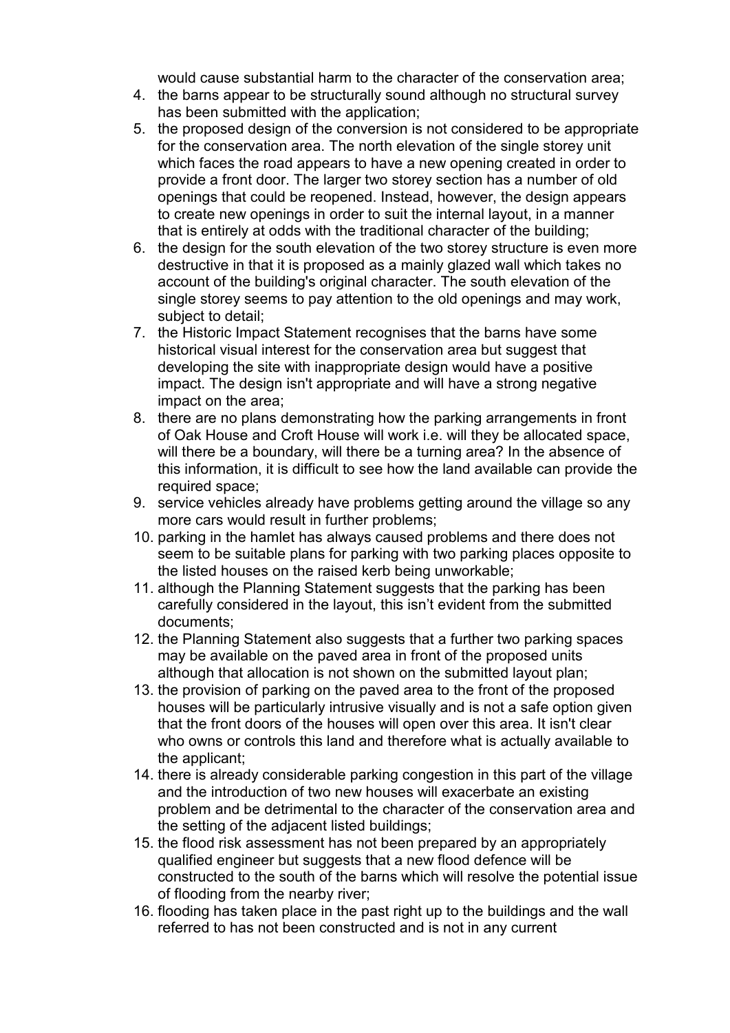would cause substantial harm to the character of the conservation area;

4. the barns appear to be structurally sound although no structural survey has been submitted with the application;
5. the proposed design of the conversion is not considered to be appropriate for the conservation area. The north elevation of the single storey unit which faces the road appears to have a new opening created in order to provide a front door. The larger two storey section has a number of old openings that could be reopened. Instead, however, the design appears to create new openings in order to suit the internal layout, in a manner that is entirely at odds with the traditional character of the building;
6. the design for the south elevation of the two storey structure is even more destructive in that it is proposed as a mainly glazed wall which takes no account of the building's original character. The south elevation of the single storey seems to pay attention to the old openings and may work, subject to detail;
7. the Historic Impact Statement recognises that the barns have some historical visual interest for the conservation area but suggest that developing the site with inappropriate design would have a positive impact. The design isn't appropriate and will have a strong negative impact on the area;
8. there are no plans demonstrating how the parking arrangements in front of Oak House and Croft House will work i.e. will they be allocated space, will there be a boundary, will there be a turning area? In the absence of this information, it is difficult to see how the land available can provide the required space;
9. service vehicles already have problems getting around the village so any more cars would result in further problems;
10. parking in the hamlet has always caused problems and there does not seem to be suitable plans for parking with two parking places opposite to the listed houses on the raised kerb being unworkable;
11. although the Planning Statement suggests that the parking has been carefully considered in the layout, this isn't evident from the submitted documents;
12. the Planning Statement also suggests that a further two parking spaces may be available on the paved area in front of the proposed units although that allocation is not shown on the submitted layout plan;
13. the provision of parking on the paved area to the front of the proposed houses will be particularly intrusive visually and is not a safe option given that the front doors of the houses will open over this area. It isn't clear who owns or controls this land and therefore what is actually available to the applicant;
14. there is already considerable parking congestion in this part of the village and the introduction of two new houses will exacerbate an existing problem and be detrimental to the character of the conservation area and the setting of the adjacent listed buildings;
15. the flood risk assessment has not been prepared by an appropriately qualified engineer but suggests that a new flood defence will be constructed to the south of the barns which will resolve the potential issue of flooding from the nearby river;
16. flooding has taken place in the past right up to the buildings and the wall referred to has not been constructed and is not in any current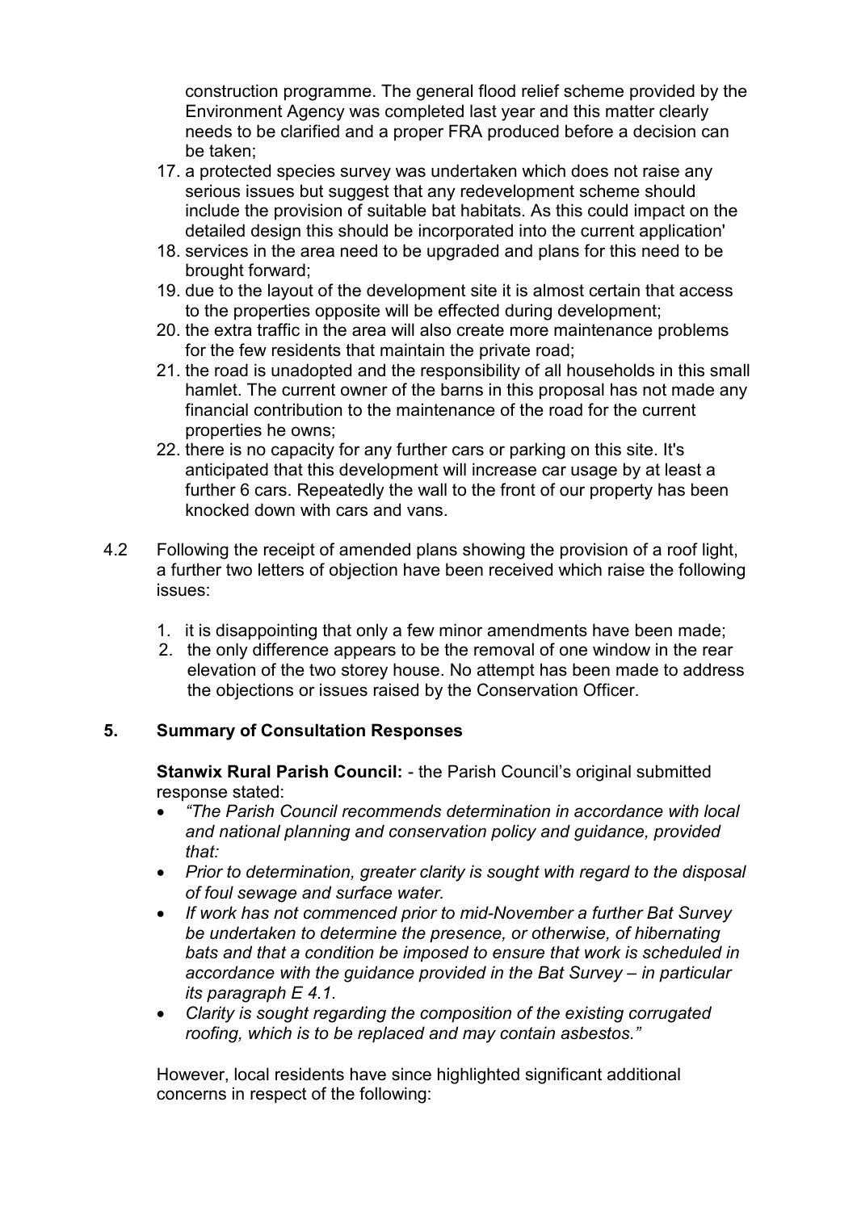construction programme. The general flood relief scheme provided by the Environment Agency was completed last year and this matter clearly needs to be clarified and a proper FRA produced before a decision can be taken;

17. a protected species survey was undertaken which does not raise any serious issues but suggest that any redevelopment scheme should include the provision of suitable bat habitats. As this could impact on the detailed design this should be incorporated into the current application'
18. services in the area need to be upgraded and plans for this need to be brought forward;
19. due to the layout of the development site it is almost certain that access to the properties opposite will be effected during development;
20. the extra traffic in the area will also create more maintenance problems for the few residents that maintain the private road;
21. the road is unadopted and the responsibility of all households in this small hamlet. The current owner of the barns in this proposal has not made any financial contribution to the maintenance of the road for the current properties he owns;
22. there is no capacity for any further cars or parking on this site. It's anticipated that this development will increase car usage by at least a further 6 cars. Repeatedly the wall to the front of our property has been knocked down with cars and vans.

4.2 Following the receipt of amended plans showing the provision of a roof light, a further two letters of objection have been received which raise the following issues:

1. it is disappointing that only a few minor amendments have been made;
2. the only difference appears to be the removal of one window in the rear elevation of the two storey house. No attempt has been made to address the objections or issues raised by the Conservation Officer.

## 5. Summary of Consultation Responses

**Stanwix Rural Parish Council:** - the Parish Council's original submitted response stated:

- *"The Parish Council recommends determination in accordance with local and national planning and conservation policy and guidance, provided that:*
- *Prior to determination, greater clarity is sought with regard to the disposal of foul sewage and surface water.*
- *If work has not commenced prior to mid-November a further Bat Survey be undertaken to determine the presence, or otherwise, of hibernating bats and that a condition be imposed to ensure that work is scheduled in accordance with the guidance provided in the Bat Survey – in particular its paragraph E 4.1.*
- *Clarity is sought regarding the composition of the existing corrugated roofing, which is to be replaced and may contain asbestos."*

However, local residents have since highlighted significant additional concerns in respect of the following: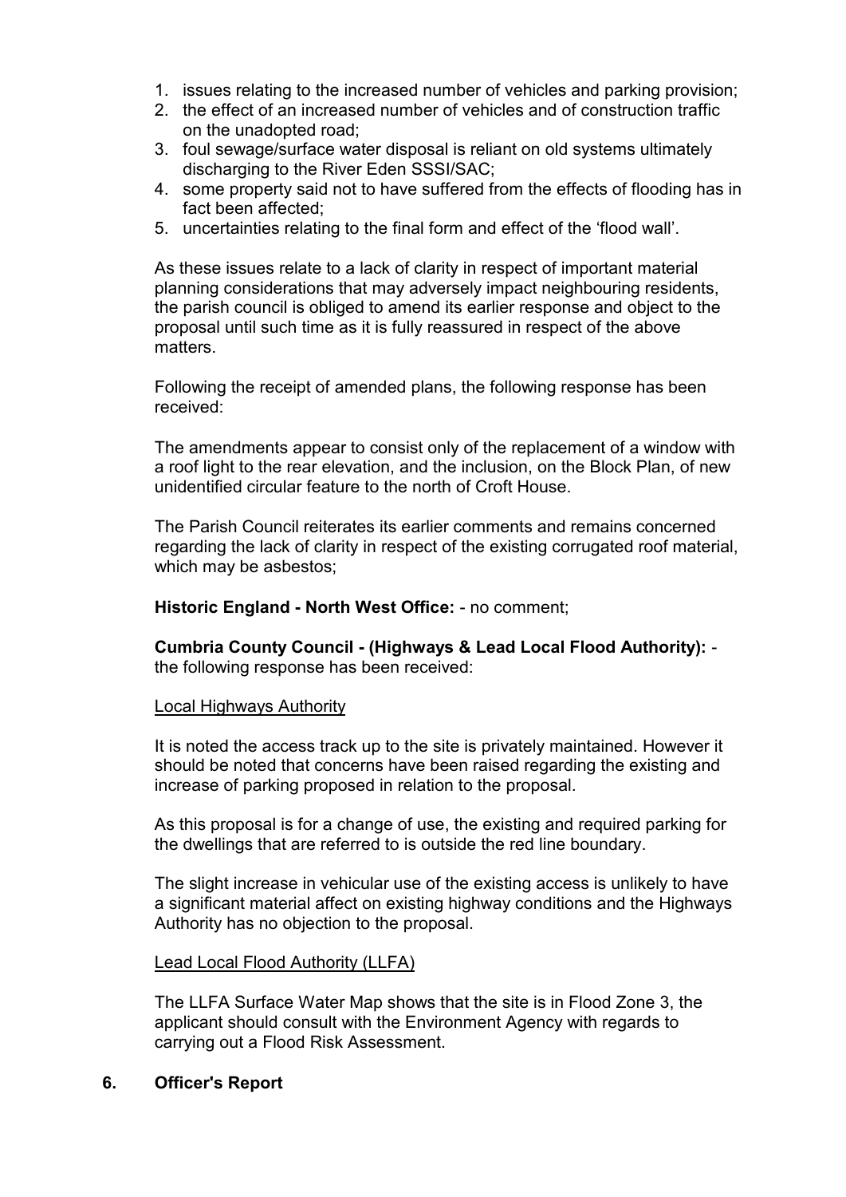1. issues relating to the increased number of vehicles and parking provision;
2. the effect of an increased number of vehicles and of construction traffic on the unadopted road;
3. foul sewage/surface water disposal is reliant on old systems ultimately discharging to the River Eden SSSI/SAC;
4. some property said not to have suffered from the effects of flooding has in fact been affected;
5. uncertainties relating to the final form and effect of the 'flood wall'.

As these issues relate to a lack of clarity in respect of important material planning considerations that may adversely impact neighbouring residents, the parish council is obliged to amend its earlier response and object to the proposal until such time as it is fully reassured in respect of the above matters.

Following the receipt of amended plans, the following response has been received:

The amendments appear to consist only of the replacement of a window with a roof light to the rear elevation, and the inclusion, on the Block Plan, of new unidentified circular feature to the north of Croft House.

The Parish Council reiterates its earlier comments and remains concerned regarding the lack of clarity in respect of the existing corrugated roof material, which may be asbestos;

**Historic England - North West Office:** - no comment;

**Cumbria County Council - (Highways & Lead Local Flood Authority):** - the following response has been received:

Local Highways Authority

It is noted the access track up to the site is privately maintained. However it should be noted that concerns have been raised regarding the existing and increase of parking proposed in relation to the proposal.

As this proposal is for a change of use, the existing and required parking for the dwellings that are referred to is outside the red line boundary.

The slight increase in vehicular use of the existing access is unlikely to have a significant material affect on existing highway conditions and the Highways Authority has no objection to the proposal.

Lead Local Flood Authority (LLFA)

The LLFA Surface Water Map shows that the site is in Flood Zone 3, the applicant should consult with the Environment Agency with regards to carrying out a Flood Risk Assessment.

## 6. Officer's Report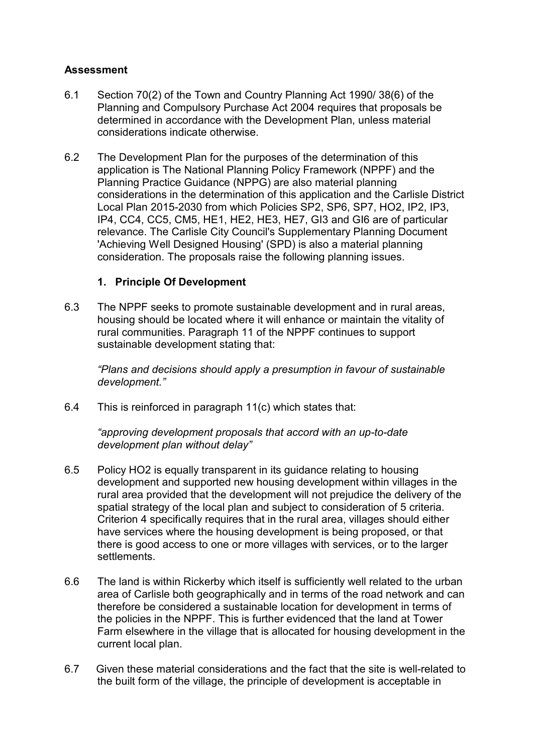**Assessment**

6.1 Section 70(2) of the Town and Country Planning Act 1990/ 38(6) of the Planning and Compulsory Purchase Act 2004 requires that proposals be determined in accordance with the Development Plan, unless material considerations indicate otherwise.

6.2 The Development Plan for the purposes of the determination of this application is The National Planning Policy Framework (NPPF) and the Planning Practice Guidance (NPPG) are also material planning considerations in the determination of this application and the Carlisle District Local Plan 2015-2030 from which Policies SP2, SP6, SP7, HO2, IP2, IP3, IP4, CC4, CC5, CM5, HE1, HE2, HE3, HE7, GI3 and GI6 are of particular relevance. The Carlisle City Council's Supplementary Planning Document 'Achieving Well Designed Housing' (SPD) is also a material planning consideration. The proposals raise the following planning issues.

**1. Principle Of Development**

6.3 The NPPF seeks to promote sustainable development and in rural areas, housing should be located where it will enhance or maintain the vitality of rural communities. Paragraph 11 of the NPPF continues to support sustainable development stating that:

*"Plans and decisions should apply a presumption in favour of sustainable development."*

6.4 This is reinforced in paragraph 11(c) which states that:

*"approving development proposals that accord with an up-to-date development plan without delay"*

6.5 Policy HO2 is equally transparent in its guidance relating to housing development and supported new housing development within villages in the rural area provided that the development will not prejudice the delivery of the spatial strategy of the local plan and subject to consideration of 5 criteria. Criterion 4 specifically requires that in the rural area, villages should either have services where the housing development is being proposed, or that there is good access to one or more villages with services, or to the larger settlements.

6.6 The land is within Rickerby which itself is sufficiently well related to the urban area of Carlisle both geographically and in terms of the road network and can therefore be considered a sustainable location for development in terms of the policies in the NPPF. This is further evidenced that the land at Tower Farm elsewhere in the village that is allocated for housing development in the current local plan.

6.7 Given these material considerations and the fact that the site is well-related to the built form of the village, the principle of development is acceptable in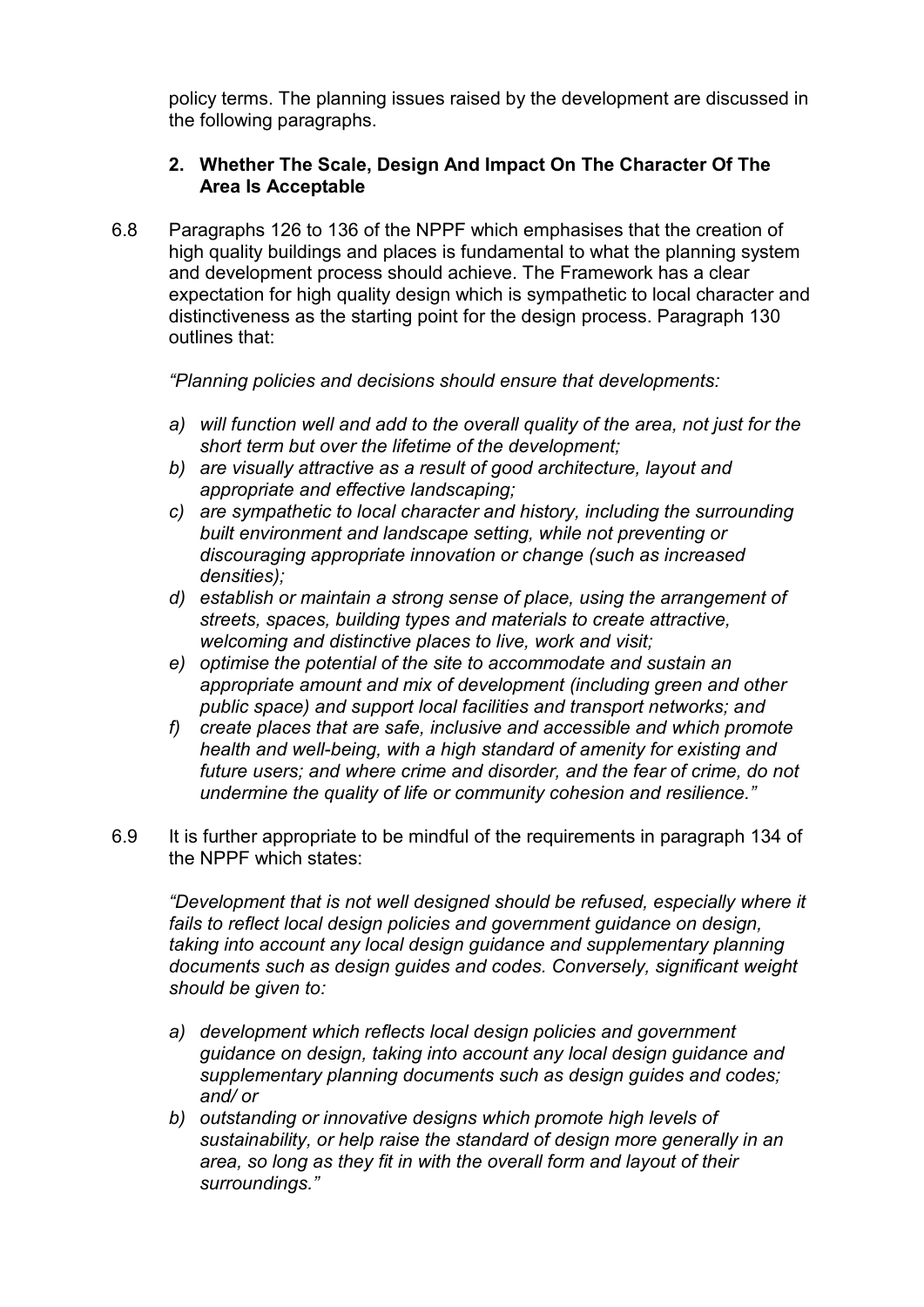policy terms. The planning issues raised by the development are discussed in the following paragraphs.

### 2. Whether The Scale, Design And Impact On The Character Of The Area Is Acceptable

6.8 Paragraphs 126 to 136 of the NPPF which emphasises that the creation of high quality buildings and places is fundamental to what the planning system and development process should achieve. The Framework has a clear expectation for high quality design which is sympathetic to local character and distinctiveness as the starting point for the design process. Paragraph 130 outlines that:

*"Planning policies and decisions should ensure that developments:*

*a) will function well and add to the overall quality of the area, not just for the short term but over the lifetime of the development;*
*b) are visually attractive as a result of good architecture, layout and appropriate and effective landscaping;*
*c) are sympathetic to local character and history, including the surrounding built environment and landscape setting, while not preventing or discouraging appropriate innovation or change (such as increased densities);*
*d) establish or maintain a strong sense of place, using the arrangement of streets, spaces, building types and materials to create attractive, welcoming and distinctive places to live, work and visit;*
*e) optimise the potential of the site to accommodate and sustain an appropriate amount and mix of development (including green and other public space) and support local facilities and transport networks; and*
*f) create places that are safe, inclusive and accessible and which promote health and well-being, with a high standard of amenity for existing and future users; and where crime and disorder, and the fear of crime, do not undermine the quality of life or community cohesion and resilience."*

6.9 It is further appropriate to be mindful of the requirements in paragraph 134 of the NPPF which states:

*"Development that is not well designed should be refused, especially where it fails to reflect local design policies and government guidance on design, taking into account any local design guidance and supplementary planning documents such as design guides and codes. Conversely, significant weight should be given to:*

*a) development which reflects local design policies and government guidance on design, taking into account any local design guidance and supplementary planning documents such as design guides and codes; and/ or*
*b) outstanding or innovative designs which promote high levels of sustainability, or help raise the standard of design more generally in an area, so long as they fit in with the overall form and layout of their surroundings."*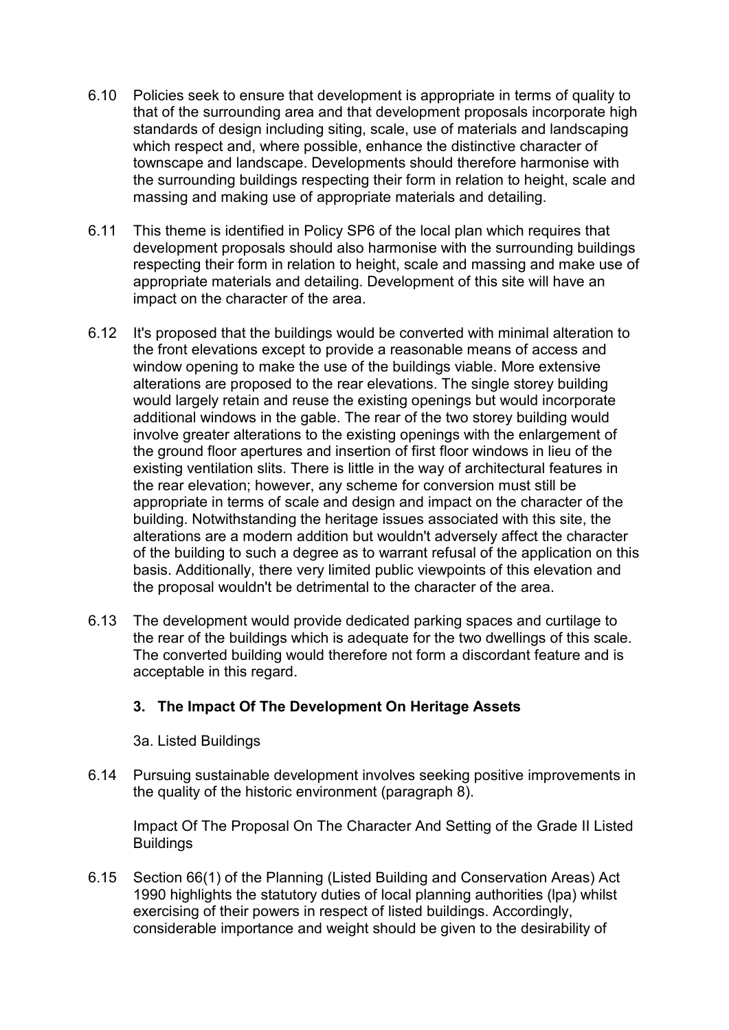6.10 Policies seek to ensure that development is appropriate in terms of quality to that of the surrounding area and that development proposals incorporate high standards of design including siting, scale, use of materials and landscaping which respect and, where possible, enhance the distinctive character of townscape and landscape. Developments should therefore harmonise with the surrounding buildings respecting their form in relation to height, scale and massing and making use of appropriate materials and detailing.

6.11 This theme is identified in Policy SP6 of the local plan which requires that development proposals should also harmonise with the surrounding buildings respecting their form in relation to height, scale and massing and make use of appropriate materials and detailing. Development of this site will have an impact on the character of the area.

6.12 It's proposed that the buildings would be converted with minimal alteration to the front elevations except to provide a reasonable means of access and window opening to make the use of the buildings viable. More extensive alterations are proposed to the rear elevations. The single storey building would largely retain and reuse the existing openings but would incorporate additional windows in the gable. The rear of the two storey building would involve greater alterations to the existing openings with the enlargement of the ground floor apertures and insertion of first floor windows in lieu of the existing ventilation slits. There is little in the way of architectural features in the rear elevation; however, any scheme for conversion must still be appropriate in terms of scale and design and impact on the character of the building. Notwithstanding the heritage issues associated with this site, the alterations are a modern addition but wouldn't adversely affect the character of the building to such a degree as to warrant refusal of the application on this basis. Additionally, there very limited public viewpoints of this elevation and the proposal wouldn't be detrimental to the character of the area.

6.13 The development would provide dedicated parking spaces and curtilage to the rear of the buildings which is adequate for the two dwellings of this scale. The converted building would therefore not form a discordant feature and is acceptable in this regard.

### 3. The Impact Of The Development On Heritage Assets

3a. Listed Buildings

6.14 Pursuing sustainable development involves seeking positive improvements in the quality of the historic environment (paragraph 8).

Impact Of The Proposal On The Character And Setting of the Grade II Listed Buildings

6.15 Section 66(1) of the Planning (Listed Building and Conservation Areas) Act 1990 highlights the statutory duties of local planning authorities (lpa) whilst exercising of their powers in respect of listed buildings. Accordingly, considerable importance and weight should be given to the desirability of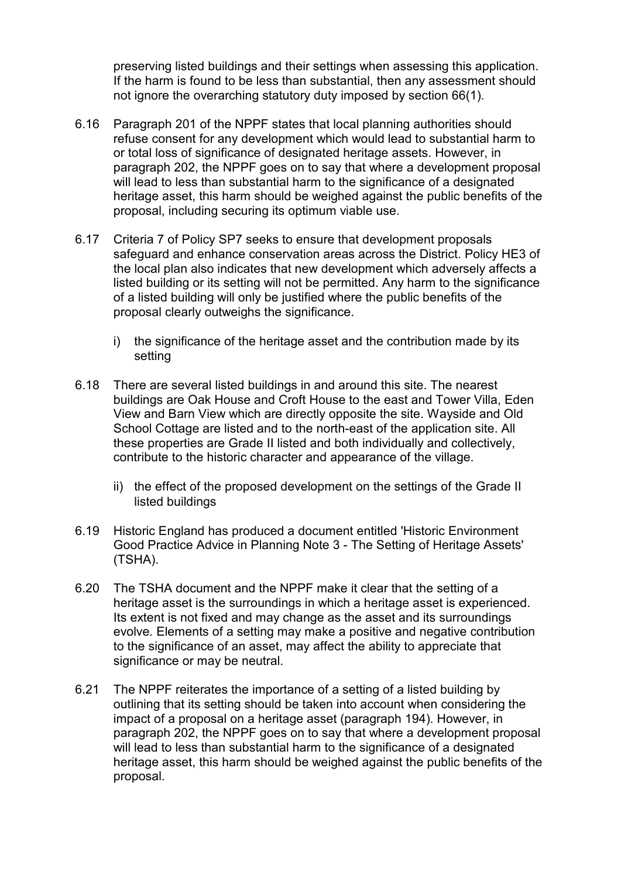preserving listed buildings and their settings when assessing this application. If the harm is found to be less than substantial, then any assessment should not ignore the overarching statutory duty imposed by section 66(1).

6.16 Paragraph 201 of the NPPF states that local planning authorities should refuse consent for any development which would lead to substantial harm to or total loss of significance of designated heritage assets. However, in paragraph 202, the NPPF goes on to say that where a development proposal will lead to less than substantial harm to the significance of a designated heritage asset, this harm should be weighed against the public benefits of the proposal, including securing its optimum viable use.

6.17 Criteria 7 of Policy SP7 seeks to ensure that development proposals safeguard and enhance conservation areas across the District. Policy HE3 of the local plan also indicates that new development which adversely affects a listed building or its setting will not be permitted. Any harm to the significance of a listed building will only be justified where the public benefits of the proposal clearly outweighs the significance.

i) the significance of the heritage asset and the contribution made by its setting

6.18 There are several listed buildings in and around this site. The nearest buildings are Oak House and Croft House to the east and Tower Villa, Eden View and Barn View which are directly opposite the site. Wayside and Old School Cottage are listed and to the north-east of the application site. All these properties are Grade II listed and both individually and collectively, contribute to the historic character and appearance of the village.

ii) the effect of the proposed development on the settings of the Grade II listed buildings

6.19 Historic England has produced a document entitled 'Historic Environment Good Practice Advice in Planning Note 3 - The Setting of Heritage Assets' (TSHA).

6.20 The TSHA document and the NPPF make it clear that the setting of a heritage asset is the surroundings in which a heritage asset is experienced. Its extent is not fixed and may change as the asset and its surroundings evolve. Elements of a setting may make a positive and negative contribution to the significance of an asset, may affect the ability to appreciate that significance or may be neutral.

6.21 The NPPF reiterates the importance of a setting of a listed building by outlining that its setting should be taken into account when considering the impact of a proposal on a heritage asset (paragraph 194). However, in paragraph 202, the NPPF goes on to say that where a development proposal will lead to less than substantial harm to the significance of a designated heritage asset, this harm should be weighed against the public benefits of the proposal.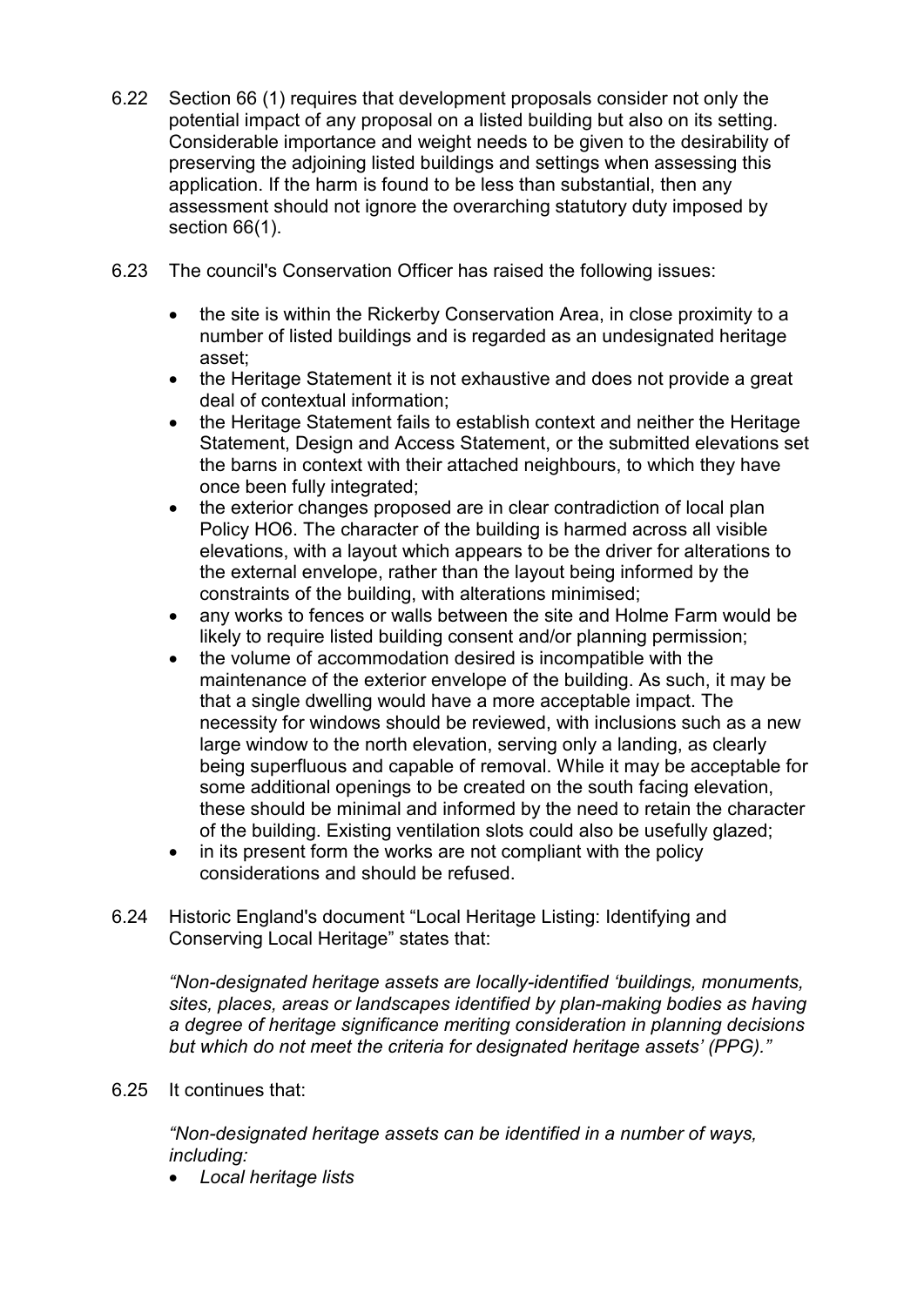6.22 Section 66 (1) requires that development proposals consider not only the potential impact of any proposal on a listed building but also on its setting. Considerable importance and weight needs to be given to the desirability of preserving the adjoining listed buildings and settings when assessing this application. If the harm is found to be less than substantial, then any assessment should not ignore the overarching statutory duty imposed by section 66(1).

6.23 The council's Conservation Officer has raised the following issues:

- the site is within the Rickerby Conservation Area, in close proximity to a number of listed buildings and is regarded as an undesignated heritage asset;
- the Heritage Statement it is not exhaustive and does not provide a great deal of contextual information;
- the Heritage Statement fails to establish context and neither the Heritage Statement, Design and Access Statement, or the submitted elevations set the barns in context with their attached neighbours, to which they have once been fully integrated;
- the exterior changes proposed are in clear contradiction of local plan Policy HO6. The character of the building is harmed across all visible elevations, with a layout which appears to be the driver for alterations to the external envelope, rather than the layout being informed by the constraints of the building, with alterations minimised;
- any works to fences or walls between the site and Holme Farm would be likely to require listed building consent and/or planning permission;
- the volume of accommodation desired is incompatible with the maintenance of the exterior envelope of the building. As such, it may be that a single dwelling would have a more acceptable impact. The necessity for windows should be reviewed, with inclusions such as a new large window to the north elevation, serving only a landing, as clearly being superfluous and capable of removal. While it may be acceptable for some additional openings to be created on the south facing elevation, these should be minimal and informed by the need to retain the character of the building. Existing ventilation slots could also be usefully glazed;
- in its present form the works are not compliant with the policy considerations and should be refused.

6.24 Historic England's document "Local Heritage Listing: Identifying and Conserving Local Heritage" states that:

*"Non-designated heritage assets are locally-identified 'buildings, monuments, sites, places, areas or landscapes identified by plan-making bodies as having a degree of heritage significance meriting consideration in planning decisions but which do not meet the criteria for designated heritage assets' (PPG)."*

6.25 It continues that:

*"Non-designated heritage assets can be identified in a number of ways, including:*

- *Local heritage lists*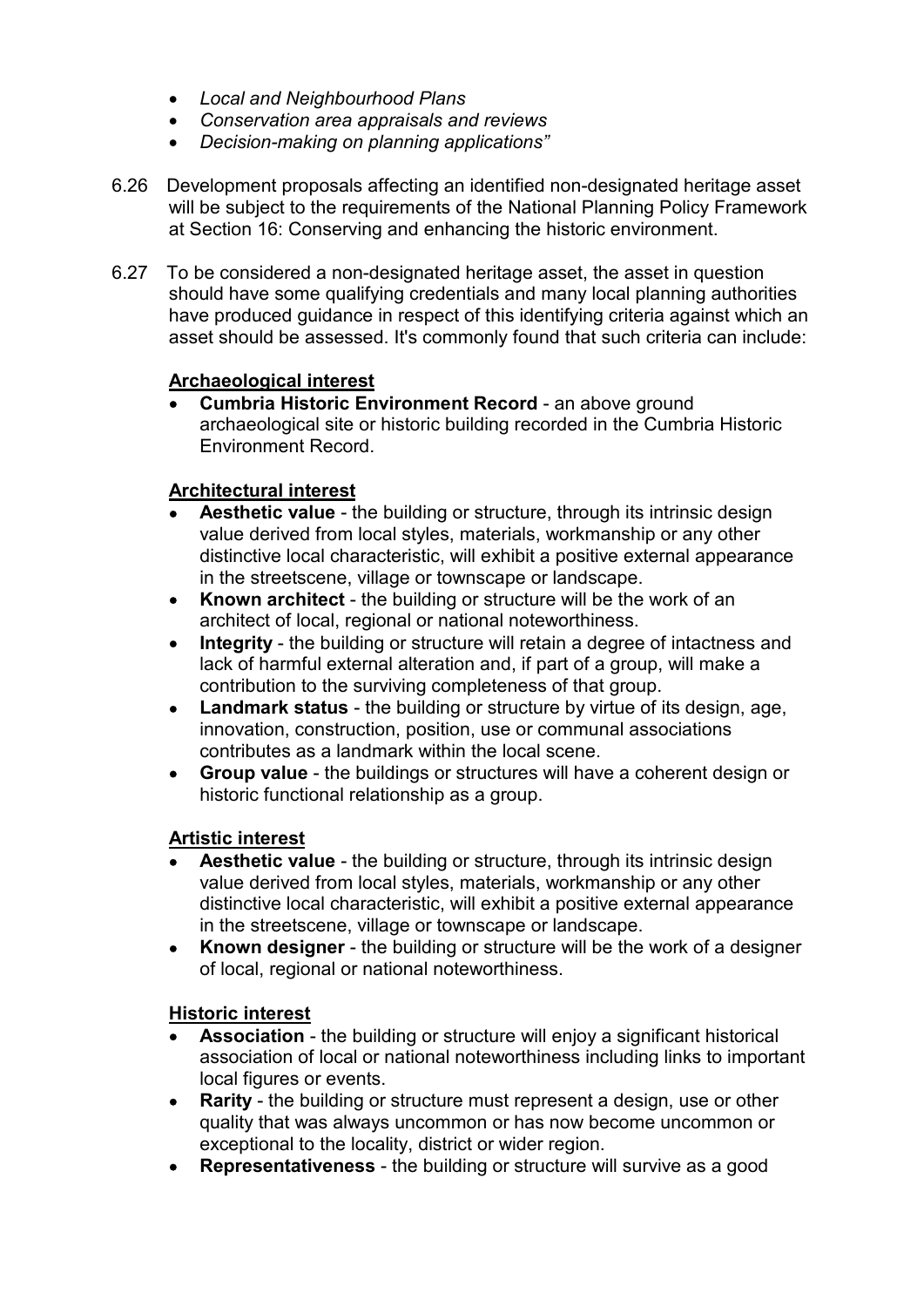- *Local and Neighbourhood Plans*
- *Conservation area appraisals and reviews*
- *Decision-making on planning applications"*

6.26 Development proposals affecting an identified non-designated heritage asset will be subject to the requirements of the National Planning Policy Framework at Section 16: Conserving and enhancing the historic environment.

6.27 To be considered a non-designated heritage asset, the asset in question should have some qualifying credentials and many local planning authorities have produced guidance in respect of this identifying criteria against which an asset should be assessed. It's commonly found that such criteria can include:

**Archaeological interest**

- **Cumbria Historic Environment Record** - an above ground archaeological site or historic building recorded in the Cumbria Historic Environment Record.

**Architectural interest**

- **Aesthetic value** - the building or structure, through its intrinsic design value derived from local styles, materials, workmanship or any other distinctive local characteristic, will exhibit a positive external appearance in the streetscene, village or townscape or landscape.
- **Known architect** - the building or structure will be the work of an architect of local, regional or national noteworthiness.
- **Integrity** - the building or structure will retain a degree of intactness and lack of harmful external alteration and, if part of a group, will make a contribution to the surviving completeness of that group.
- **Landmark status** - the building or structure by virtue of its design, age, innovation, construction, position, use or communal associations contributes as a landmark within the local scene.
- **Group value** - the buildings or structures will have a coherent design or historic functional relationship as a group.

**Artistic interest**

- **Aesthetic value** - the building or structure, through its intrinsic design value derived from local styles, materials, workmanship or any other distinctive local characteristic, will exhibit a positive external appearance in the streetscene, village or townscape or landscape.
- **Known designer** - the building or structure will be the work of a designer of local, regional or national noteworthiness.

**Historic interest**

- **Association** - the building or structure will enjoy a significant historical association of local or national noteworthiness including links to important local figures or events.
- **Rarity** - the building or structure must represent a design, use or other quality that was always uncommon or has now become uncommon or exceptional to the locality, district or wider region.
- **Representativeness** - the building or structure will survive as a good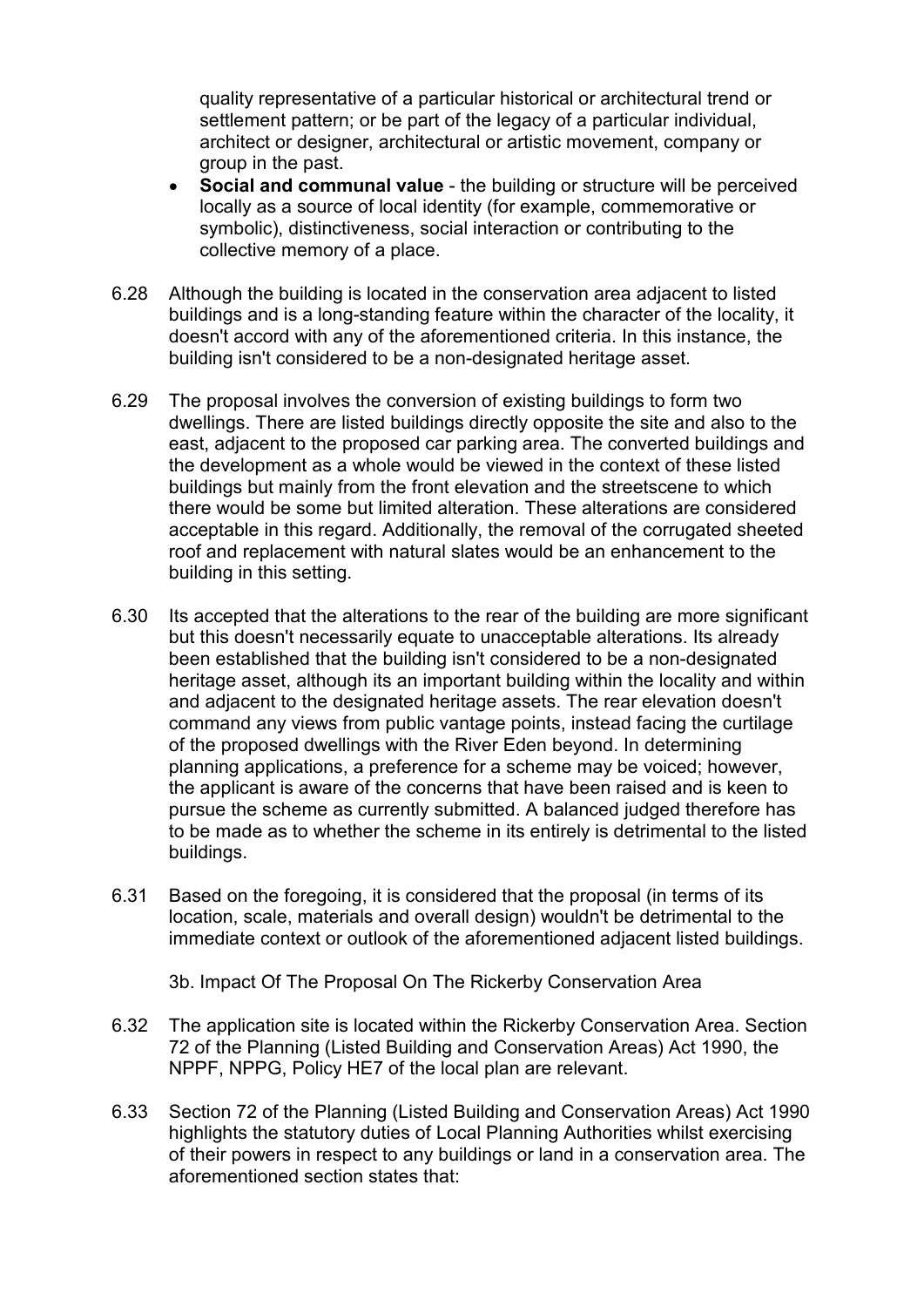quality representative of a particular historical or architectural trend or settlement pattern; or be part of the legacy of a particular individual, architect or designer, architectural or artistic movement, company or group in the past.

- **Social and communal value** - the building or structure will be perceived locally as a source of local identity (for example, commemorative or symbolic), distinctiveness, social interaction or contributing to the collective memory of a place.

6.28 Although the building is located in the conservation area adjacent to listed buildings and is a long-standing feature within the character of the locality, it doesn't accord with any of the aforementioned criteria. In this instance, the building isn't considered to be a non-designated heritage asset.

6.29 The proposal involves the conversion of existing buildings to form two dwellings. There are listed buildings directly opposite the site and also to the east, adjacent to the proposed car parking area. The converted buildings and the development as a whole would be viewed in the context of these listed buildings but mainly from the front elevation and the streetscene to which there would be some but limited alteration. These alterations are considered acceptable in this regard. Additionally, the removal of the corrugated sheeted roof and replacement with natural slates would be an enhancement to the building in this setting.

6.30 Its accepted that the alterations to the rear of the building are more significant but this doesn't necessarily equate to unacceptable alterations. Its already been established that the building isn't considered to be a non-designated heritage asset, although its an important building within the locality and within and adjacent to the designated heritage assets. The rear elevation doesn't command any views from public vantage points, instead facing the curtilage of the proposed dwellings with the River Eden beyond. In determining planning applications, a preference for a scheme may be voiced; however, the applicant is aware of the concerns that have been raised and is keen to pursue the scheme as currently submitted. A balanced judged therefore has to be made as to whether the scheme in its entirely is detrimental to the listed buildings.

6.31 Based on the foregoing, it is considered that the proposal (in terms of its location, scale, materials and overall design) wouldn't be detrimental to the immediate context or outlook of the aforementioned adjacent listed buildings.

3b. Impact Of The Proposal On The Rickerby Conservation Area

6.32 The application site is located within the Rickerby Conservation Area. Section 72 of the Planning (Listed Building and Conservation Areas) Act 1990, the NPPF, NPPG, Policy HE7 of the local plan are relevant.

6.33 Section 72 of the Planning (Listed Building and Conservation Areas) Act 1990 highlights the statutory duties of Local Planning Authorities whilst exercising of their powers in respect to any buildings or land in a conservation area. The aforementioned section states that: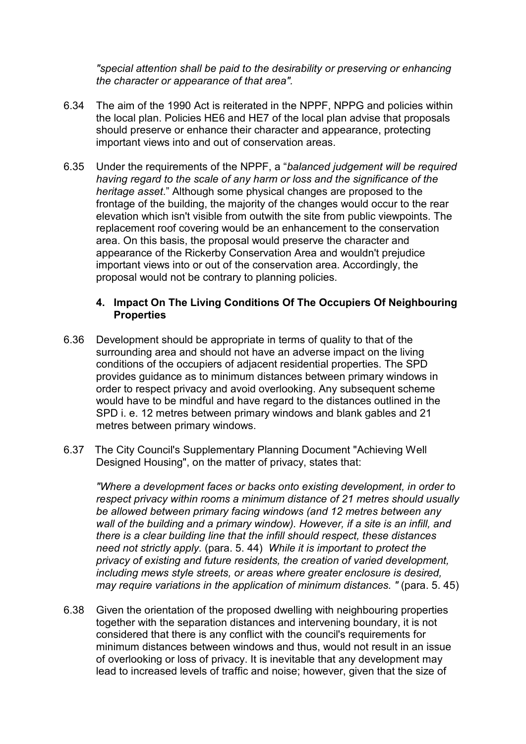*"special attention shall be paid to the desirability or preserving or enhancing the character or appearance of that area".*

6.34 The aim of the 1990 Act is reiterated in the NPPF, NPPG and policies within the local plan. Policies HE6 and HE7 of the local plan advise that proposals should preserve or enhance their character and appearance, protecting important views into and out of conservation areas.

6.35 Under the requirements of the NPPF, a "*balanced judgement will be required having regard to the scale of any harm or loss and the significance of the heritage asset*." Although some physical changes are proposed to the frontage of the building, the majority of the changes would occur to the rear elevation which isn't visible from outwith the site from public viewpoints. The replacement roof covering would be an enhancement to the conservation area. On this basis, the proposal would preserve the character and appearance of the Rickerby Conservation Area and wouldn't prejudice important views into or out of the conservation area. Accordingly, the proposal would not be contrary to planning policies.

**4. Impact On The Living Conditions Of The Occupiers Of Neighbouring Properties**

6.36 Development should be appropriate in terms of quality to that of the surrounding area and should not have an adverse impact on the living conditions of the occupiers of adjacent residential properties. The SPD provides guidance as to minimum distances between primary windows in order to respect privacy and avoid overlooking. Any subsequent scheme would have to be mindful and have regard to the distances outlined in the SPD i. e. 12 metres between primary windows and blank gables and 21 metres between primary windows.

6.37 The City Council's Supplementary Planning Document "Achieving Well Designed Housing", on the matter of privacy, states that:

*"Where a development faces or backs onto existing development, in order to respect privacy within rooms a minimum distance of 21 metres should usually be allowed between primary facing windows (and 12 metres between any wall of the building and a primary window). However, if a site is an infill, and there is a clear building line that the infill should respect, these distances need not strictly apply.* (para. 5. 44) *While it is important to protect the privacy of existing and future residents, the creation of varied development, including mews style streets, or areas where greater enclosure is desired, may require variations in the application of minimum distances. "* (para. 5. 45)

6.38 Given the orientation of the proposed dwelling with neighbouring properties together with the separation distances and intervening boundary, it is not considered that there is any conflict with the council's requirements for minimum distances between windows and thus, would not result in an issue of overlooking or loss of privacy. It is inevitable that any development may lead to increased levels of traffic and noise; however, given that the size of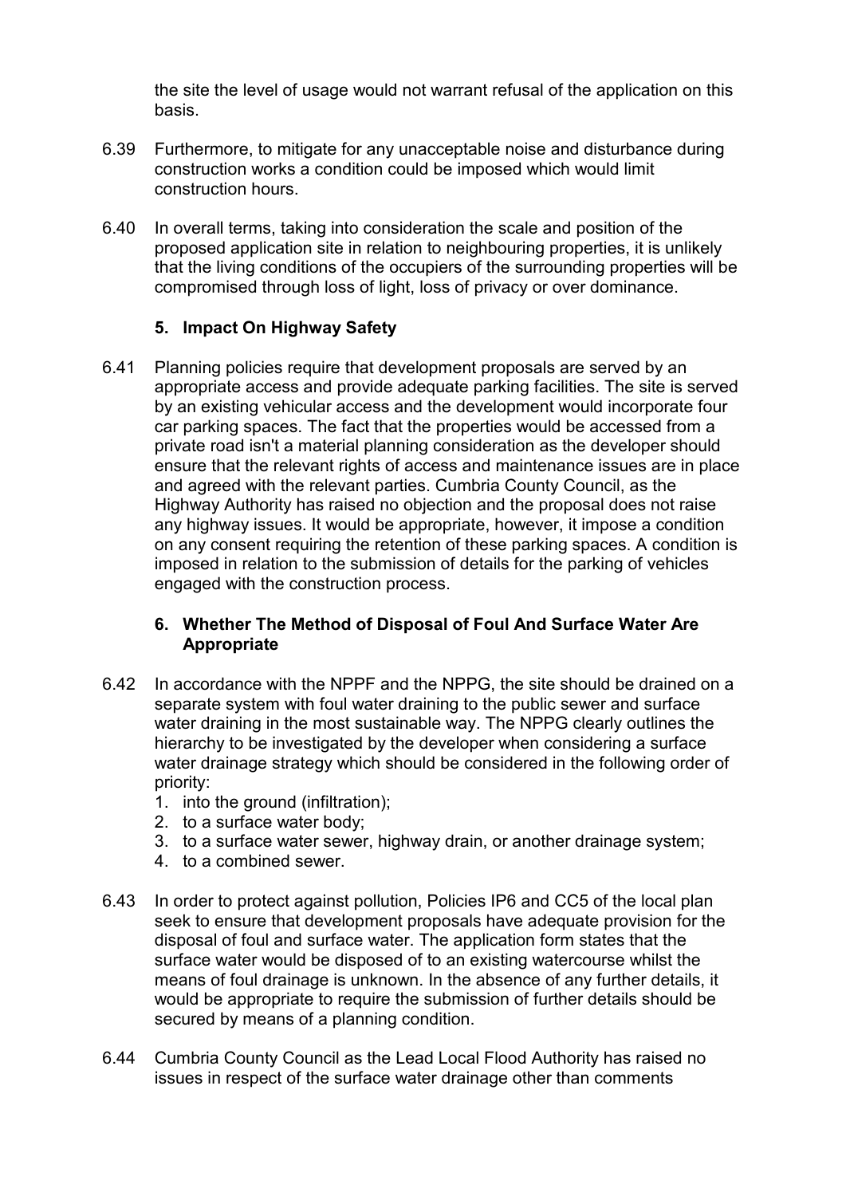the site the level of usage would not warrant refusal of the application on this basis.

6.39 Furthermore, to mitigate for any unacceptable noise and disturbance during construction works a condition could be imposed which would limit construction hours.

6.40 In overall terms, taking into consideration the scale and position of the proposed application site in relation to neighbouring properties, it is unlikely that the living conditions of the occupiers of the surrounding properties will be compromised through loss of light, loss of privacy or over dominance.

### 5. Impact On Highway Safety

6.41 Planning policies require that development proposals are served by an appropriate access and provide adequate parking facilities. The site is served by an existing vehicular access and the development would incorporate four car parking spaces. The fact that the properties would be accessed from a private road isn't a material planning consideration as the developer should ensure that the relevant rights of access and maintenance issues are in place and agreed with the relevant parties. Cumbria County Council, as the Highway Authority has raised no objection and the proposal does not raise any highway issues. It would be appropriate, however, it impose a condition on any consent requiring the retention of these parking spaces. A condition is imposed in relation to the submission of details for the parking of vehicles engaged with the construction process.

### 6. Whether The Method of Disposal of Foul And Surface Water Are Appropriate

6.42 In accordance with the NPPF and the NPPG, the site should be drained on a separate system with foul water draining to the public sewer and surface water draining in the most sustainable way. The NPPG clearly outlines the hierarchy to be investigated by the developer when considering a surface water drainage strategy which should be considered in the following order of priority:

1. into the ground (infiltration);
2. to a surface water body;
3. to a surface water sewer, highway drain, or another drainage system;
4. to a combined sewer.

6.43 In order to protect against pollution, Policies IP6 and CC5 of the local plan seek to ensure that development proposals have adequate provision for the disposal of foul and surface water. The application form states that the surface water would be disposed of to an existing watercourse whilst the means of foul drainage is unknown. In the absence of any further details, it would be appropriate to require the submission of further details should be secured by means of a planning condition.

6.44 Cumbria County Council as the Lead Local Flood Authority has raised no issues in respect of the surface water drainage other than comments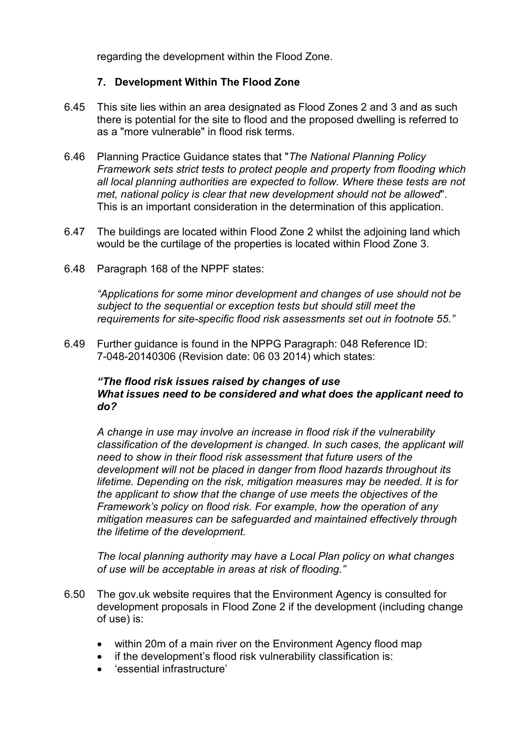regarding the development within the Flood Zone.

## 7. Development Within The Flood Zone

6.45 This site lies within an area designated as Flood Zones 2 and 3 and as such there is potential for the site to flood and the proposed dwelling is referred to as a "more vulnerable" in flood risk terms.

6.46 Planning Practice Guidance states that "*The National Planning Policy Framework sets strict tests to protect people and property from flooding which all local planning authorities are expected to follow. Where these tests are not met, national policy is clear that new development should not be allowed*". This is an important consideration in the determination of this application.

6.47 The buildings are located within Flood Zone 2 whilst the adjoining land which would be the curtilage of the properties is located within Flood Zone 3.

6.48 Paragraph 168 of the NPPF states:

*"Applications for some minor development and changes of use should not be subject to the sequential or exception tests but should still meet the requirements for site-specific flood risk assessments set out in footnote 55."*

6.49 Further guidance is found in the NPPG Paragraph: 048 Reference ID: 7-048-20140306 (Revision date: 06 03 2014) which states:

***"The flood risk issues raised by changes of use***
***What issues need to be considered and what does the applicant need to do?***

*A change in use may involve an increase in flood risk if the vulnerability classification of the development is changed. In such cases, the applicant will need to show in their flood risk assessment that future users of the development will not be placed in danger from flood hazards throughout its lifetime. Depending on the risk, mitigation measures may be needed. It is for the applicant to show that the change of use meets the objectives of the Framework's policy on flood risk. For example, how the operation of any mitigation measures can be safeguarded and maintained effectively through the lifetime of the development.*

*The local planning authority may have a Local Plan policy on what changes of use will be acceptable in areas at risk of flooding."*

6.50 The gov.uk website requires that the Environment Agency is consulted for development proposals in Flood Zone 2 if the development (including change of use) is:

- within 20m of a main river on the Environment Agency flood map
- if the development's flood risk vulnerability classification is:
- 'essential infrastructure'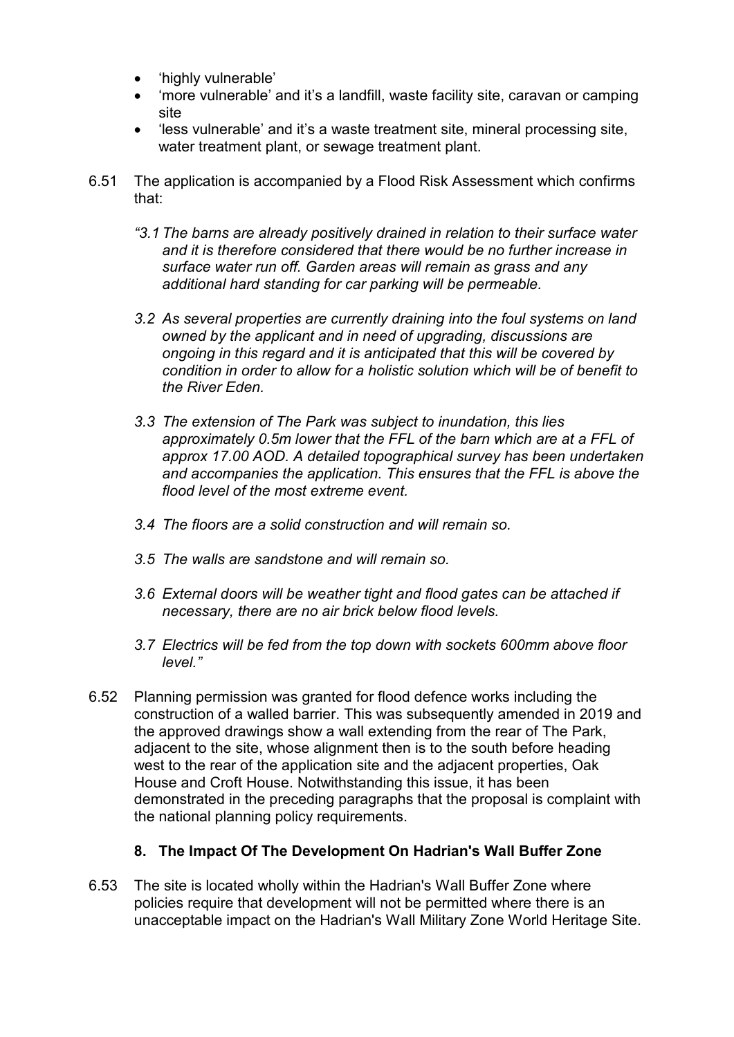- 'highly vulnerable'
- 'more vulnerable' and it's a landfill, waste facility site, caravan or camping site
- 'less vulnerable' and it's a waste treatment site, mineral processing site, water treatment plant, or sewage treatment plant.

6.51 The application is accompanied by a Flood Risk Assessment which confirms that:

> *"3.1 The barns are already positively drained in relation to their surface water and it is therefore considered that there would be no further increase in surface water run off. Garden areas will remain as grass and any additional hard standing for car parking will be permeable.*
>
> *3.2 As several properties are currently draining into the foul systems on land owned by the applicant and in need of upgrading, discussions are ongoing in this regard and it is anticipated that this will be covered by condition in order to allow for a holistic solution which will be of benefit to the River Eden.*
>
> *3.3 The extension of The Park was subject to inundation, this lies approximately 0.5m lower that the FFL of the barn which are at a FFL of approx 17.00 AOD. A detailed topographical survey has been undertaken and accompanies the application. This ensures that the FFL is above the flood level of the most extreme event.*
>
> *3.4 The floors are a solid construction and will remain so.*
>
> *3.5 The walls are sandstone and will remain so.*
>
> *3.6 External doors will be weather tight and flood gates can be attached if necessary, there are no air brick below flood levels.*
>
> *3.7 Electrics will be fed from the top down with sockets 600mm above floor level."*

6.52 Planning permission was granted for flood defence works including the construction of a walled barrier. This was subsequently amended in 2019 and the approved drawings show a wall extending from the rear of The Park, adjacent to the site, whose alignment then is to the south before heading west to the rear of the application site and the adjacent properties, Oak House and Croft House. Notwithstanding this issue, it has been demonstrated in the preceding paragraphs that the proposal is complaint with the national planning policy requirements.

### 8. The Impact Of The Development On Hadrian's Wall Buffer Zone

6.53 The site is located wholly within the Hadrian's Wall Buffer Zone where policies require that development will not be permitted where there is an unacceptable impact on the Hadrian's Wall Military Zone World Heritage Site.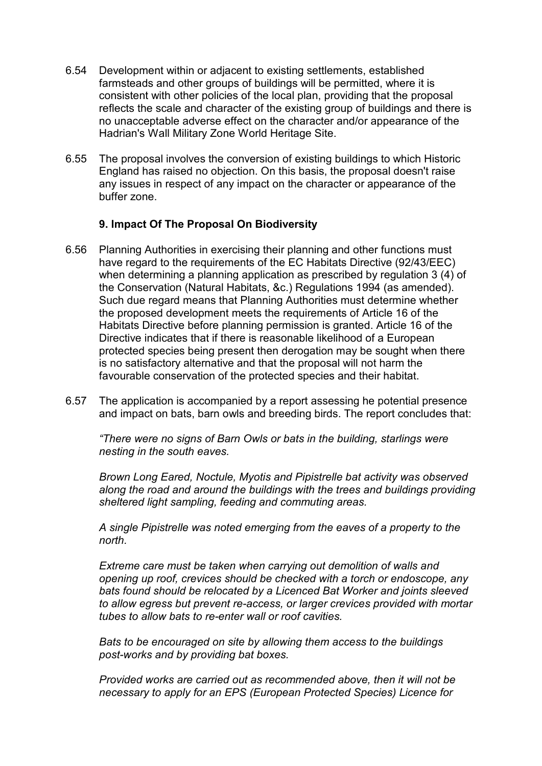6.54 Development within or adjacent to existing settlements, established farmsteads and other groups of buildings will be permitted, where it is consistent with other policies of the local plan, providing that the proposal reflects the scale and character of the existing group of buildings and there is no unacceptable adverse effect on the character and/or appearance of the Hadrian's Wall Military Zone World Heritage Site.

6.55 The proposal involves the conversion of existing buildings to which Historic England has raised no objection. On this basis, the proposal doesn't raise any issues in respect of any impact on the character or appearance of the buffer zone.

**9. Impact Of The Proposal On Biodiversity**

6.56 Planning Authorities in exercising their planning and other functions must have regard to the requirements of the EC Habitats Directive (92/43/EEC) when determining a planning application as prescribed by regulation 3 (4) of the Conservation (Natural Habitats, &c.) Regulations 1994 (as amended). Such due regard means that Planning Authorities must determine whether the proposed development meets the requirements of Article 16 of the Habitats Directive before planning permission is granted. Article 16 of the Directive indicates that if there is reasonable likelihood of a European protected species being present then derogation may be sought when there is no satisfactory alternative and that the proposal will not harm the favourable conservation of the protected species and their habitat.

6.57 The application is accompanied by a report assessing he potential presence and impact on bats, barn owls and breeding birds. The report concludes that:

*"There were no signs of Barn Owls or bats in the building, starlings were nesting in the south eaves.*

*Brown Long Eared, Noctule, Myotis and Pipistrelle bat activity was observed along the road and around the buildings with the trees and buildings providing sheltered light sampling, feeding and commuting areas.*

*A single Pipistrelle was noted emerging from the eaves of a property to the north.*

*Extreme care must be taken when carrying out demolition of walls and opening up roof, crevices should be checked with a torch or endoscope, any bats found should be relocated by a Licenced Bat Worker and joints sleeved to allow egress but prevent re-access, or larger crevices provided with mortar tubes to allow bats to re-enter wall or roof cavities.*

*Bats to be encouraged on site by allowing them access to the buildings post-works and by providing bat boxes.*

*Provided works are carried out as recommended above, then it will not be necessary to apply for an EPS (European Protected Species) Licence for*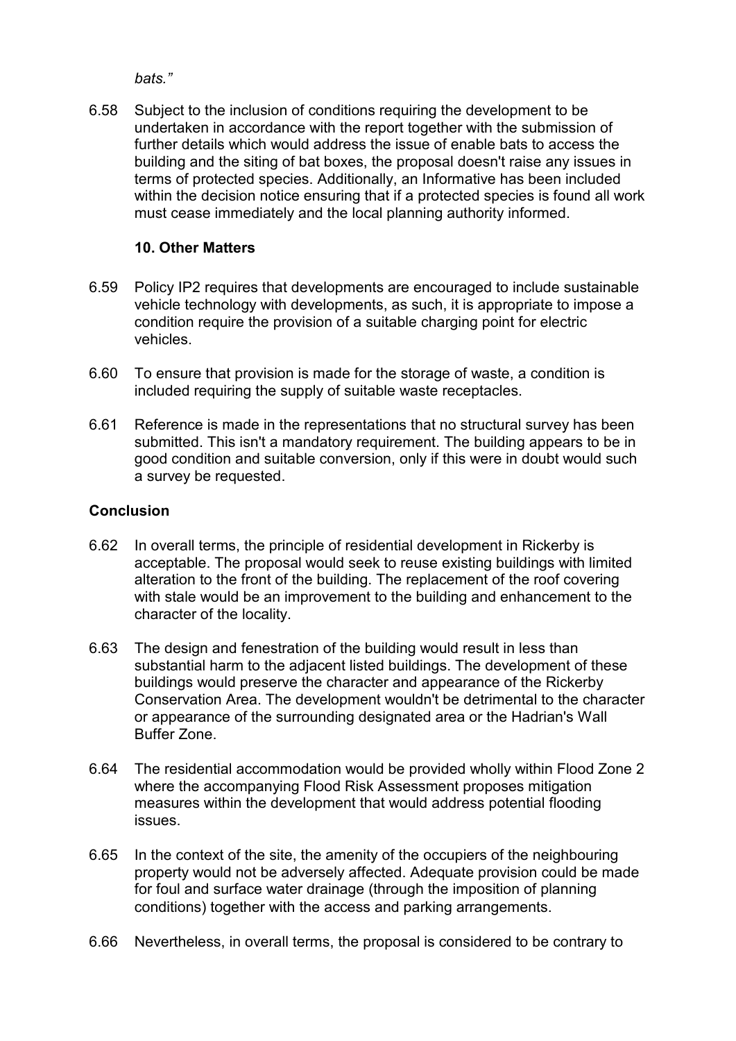*bats."*

6.58 Subject to the inclusion of conditions requiring the development to be undertaken in accordance with the report together with the submission of further details which would address the issue of enable bats to access the building and the siting of bat boxes, the proposal doesn't raise any issues in terms of protected species. Additionally, an Informative has been included within the decision notice ensuring that if a protected species is found all work must cease immediately and the local planning authority informed.

**10. Other Matters**

6.59 Policy IP2 requires that developments are encouraged to include sustainable vehicle technology with developments, as such, it is appropriate to impose a condition require the provision of a suitable charging point for electric vehicles.

6.60 To ensure that provision is made for the storage of waste, a condition is included requiring the supply of suitable waste receptacles.

6.61 Reference is made in the representations that no structural survey has been submitted. This isn't a mandatory requirement. The building appears to be in good condition and suitable conversion, only if this were in doubt would such a survey be requested.

**Conclusion**

6.62 In overall terms, the principle of residential development in Rickerby is acceptable. The proposal would seek to reuse existing buildings with limited alteration to the front of the building. The replacement of the roof covering with stale would be an improvement to the building and enhancement to the character of the locality.

6.63 The design and fenestration of the building would result in less than substantial harm to the adjacent listed buildings. The development of these buildings would preserve the character and appearance of the Rickerby Conservation Area. The development wouldn't be detrimental to the character or appearance of the surrounding designated area or the Hadrian's Wall Buffer Zone.

6.64 The residential accommodation would be provided wholly within Flood Zone 2 where the accompanying Flood Risk Assessment proposes mitigation measures within the development that would address potential flooding issues.

6.65 In the context of the site, the amenity of the occupiers of the neighbouring property would not be adversely affected. Adequate provision could be made for foul and surface water drainage (through the imposition of planning conditions) together with the access and parking arrangements.

6.66 Nevertheless, in overall terms, the proposal is considered to be contrary to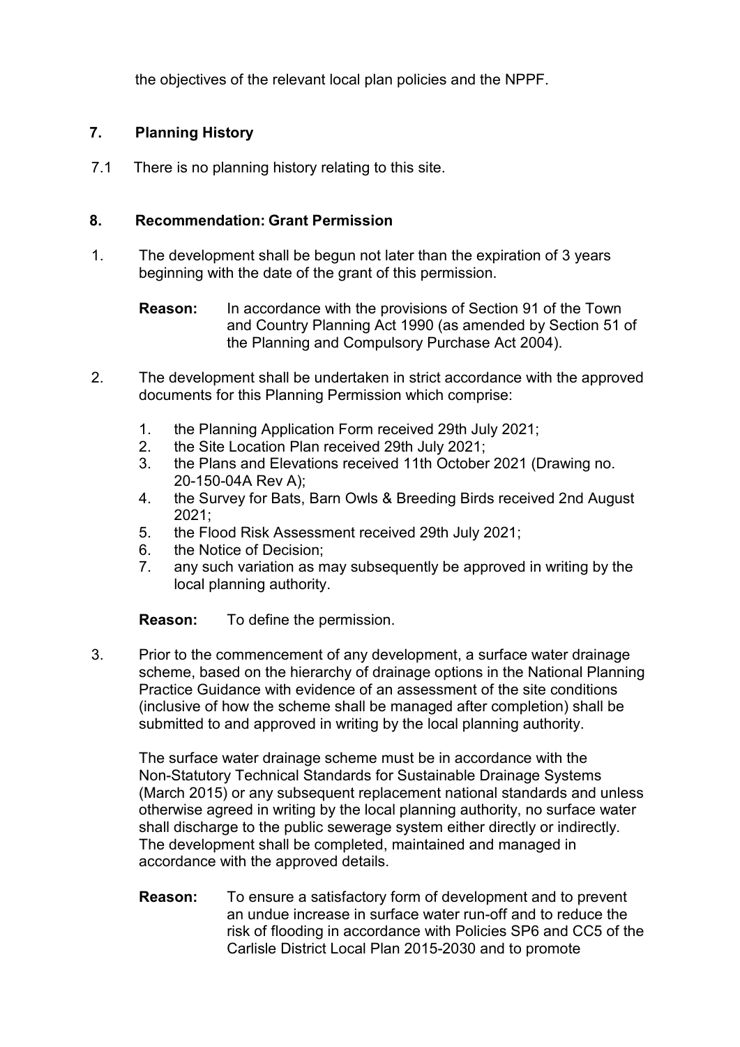the objectives of the relevant local plan policies and the NPPF.

## 7. Planning History

7.1 There is no planning history relating to this site.

## 8. Recommendation: Grant Permission

1. The development shall be begun not later than the expiration of 3 years beginning with the date of the grant of this permission.

   **Reason:** In accordance with the provisions of Section 91 of the Town and Country Planning Act 1990 (as amended by Section 51 of the Planning and Compulsory Purchase Act 2004).

2. The development shall be undertaken in strict accordance with the approved documents for this Planning Permission which comprise:

   1. the Planning Application Form received 29th July 2021;
   2. the Site Location Plan received 29th July 2021;
   3. the Plans and Elevations received 11th October 2021 (Drawing no. 20-150-04A Rev A);
   4. the Survey for Bats, Barn Owls & Breeding Birds received 2nd August 2021;
   5. the Flood Risk Assessment received 29th July 2021;
   6. the Notice of Decision;
   7. any such variation as may subsequently be approved in writing by the local planning authority.

   **Reason:** To define the permission.

3. Prior to the commencement of any development, a surface water drainage scheme, based on the hierarchy of drainage options in the National Planning Practice Guidance with evidence of an assessment of the site conditions (inclusive of how the scheme shall be managed after completion) shall be submitted to and approved in writing by the local planning authority.

   The surface water drainage scheme must be in accordance with the Non-Statutory Technical Standards for Sustainable Drainage Systems (March 2015) or any subsequent replacement national standards and unless otherwise agreed in writing by the local planning authority, no surface water shall discharge to the public sewerage system either directly or indirectly. The development shall be completed, maintained and managed in accordance with the approved details.

   **Reason:** To ensure a satisfactory form of development and to prevent an undue increase in surface water run-off and to reduce the risk of flooding in accordance with Policies SP6 and CC5 of the Carlisle District Local Plan 2015-2030 and to promote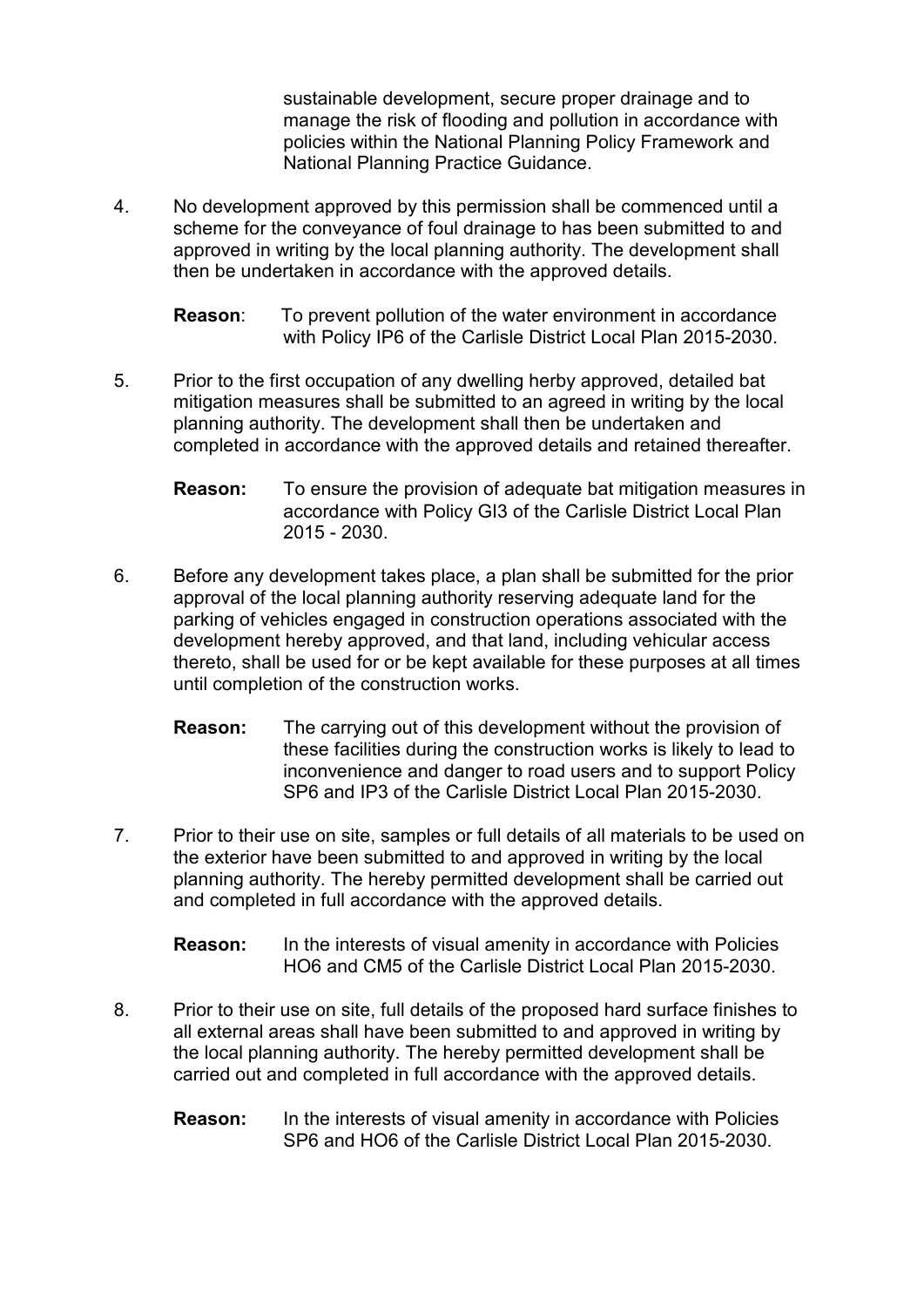sustainable development, secure proper drainage and to manage the risk of flooding and pollution in accordance with policies within the National Planning Policy Framework and National Planning Practice Guidance.

4. No development approved by this permission shall be commenced until a scheme for the conveyance of foul drainage to has been submitted to and approved in writing by the local planning authority. The development shall then be undertaken in accordance with the approved details.

   **Reason**: To prevent pollution of the water environment in accordance with Policy IP6 of the Carlisle District Local Plan 2015-2030.

5. Prior to the first occupation of any dwelling herby approved, detailed bat mitigation measures shall be submitted to an agreed in writing by the local planning authority. The development shall then be undertaken and completed in accordance with the approved details and retained thereafter.

   **Reason:** To ensure the provision of adequate bat mitigation measures in accordance with Policy GI3 of the Carlisle District Local Plan 2015 - 2030.

6. Before any development takes place, a plan shall be submitted for the prior approval of the local planning authority reserving adequate land for the parking of vehicles engaged in construction operations associated with the development hereby approved, and that land, including vehicular access thereto, shall be used for or be kept available for these purposes at all times until completion of the construction works.

   **Reason:** The carrying out of this development without the provision of these facilities during the construction works is likely to lead to inconvenience and danger to road users and to support Policy SP6 and IP3 of the Carlisle District Local Plan 2015-2030.

7. Prior to their use on site, samples or full details of all materials to be used on the exterior have been submitted to and approved in writing by the local planning authority. The hereby permitted development shall be carried out and completed in full accordance with the approved details.

   **Reason:** In the interests of visual amenity in accordance with Policies HO6 and CM5 of the Carlisle District Local Plan 2015-2030.

8. Prior to their use on site, full details of the proposed hard surface finishes to all external areas shall have been submitted to and approved in writing by the local planning authority. The hereby permitted development shall be carried out and completed in full accordance with the approved details.

   **Reason:** In the interests of visual amenity in accordance with Policies SP6 and HO6 of the Carlisle District Local Plan 2015-2030.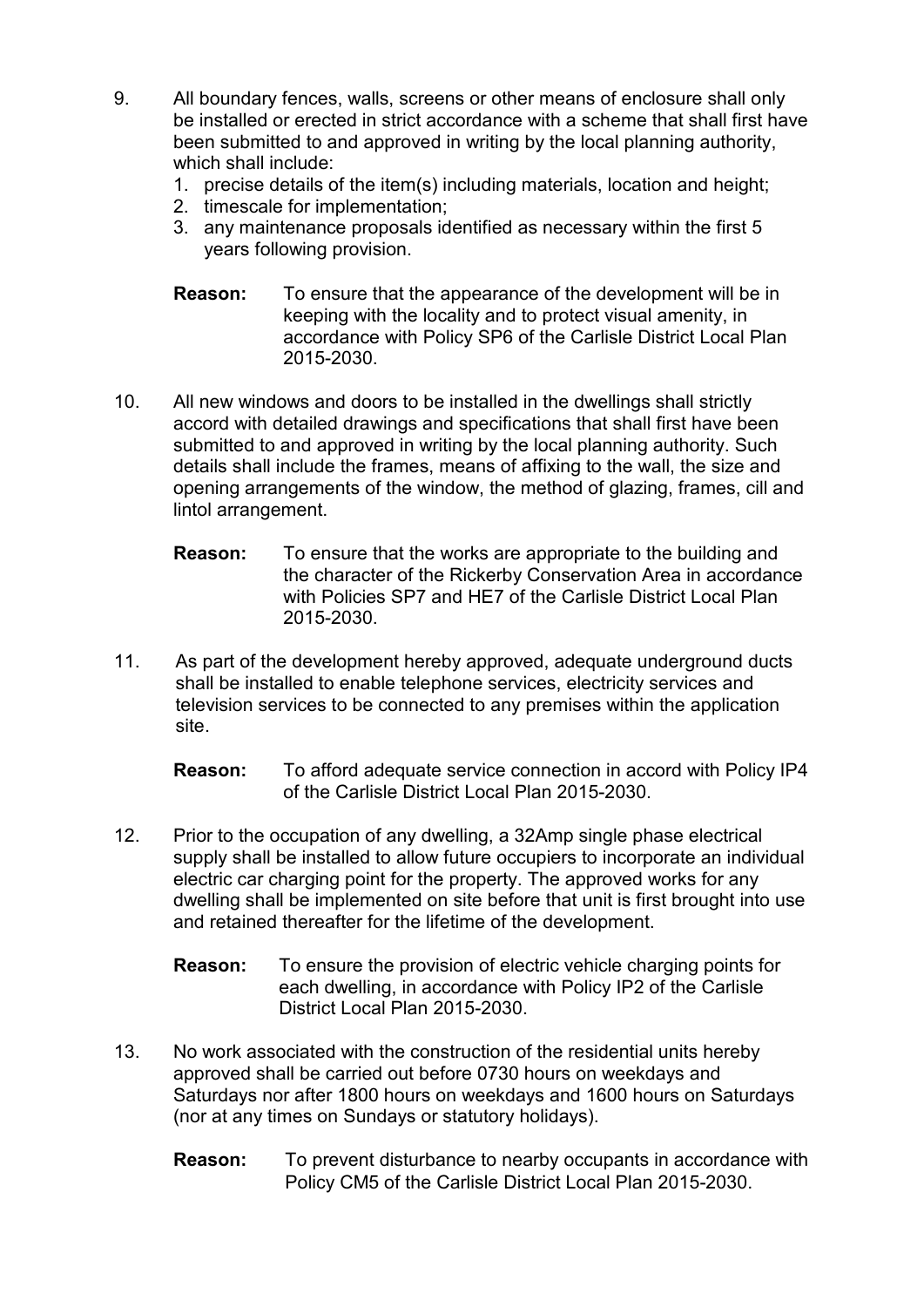9. All boundary fences, walls, screens or other means of enclosure shall only be installed or erected in strict accordance with a scheme that shall first have been submitted to and approved in writing by the local planning authority, which shall include:
   1. precise details of the item(s) including materials, location and height;
   2. timescale for implementation;
   3. any maintenance proposals identified as necessary within the first 5 years following provision.

   **Reason:** To ensure that the appearance of the development will be in keeping with the locality and to protect visual amenity, in accordance with Policy SP6 of the Carlisle District Local Plan 2015-2030.

10. All new windows and doors to be installed in the dwellings shall strictly accord with detailed drawings and specifications that shall first have been submitted to and approved in writing by the local planning authority. Such details shall include the frames, means of affixing to the wall, the size and opening arrangements of the window, the method of glazing, frames, cill and lintol arrangement.

    **Reason:** To ensure that the works are appropriate to the building and the character of the Rickerby Conservation Area in accordance with Policies SP7 and HE7 of the Carlisle District Local Plan 2015-2030.

11. As part of the development hereby approved, adequate underground ducts shall be installed to enable telephone services, electricity services and television services to be connected to any premises within the application site.

    **Reason:** To afford adequate service connection in accord with Policy IP4 of the Carlisle District Local Plan 2015-2030.

12. Prior to the occupation of any dwelling, a 32Amp single phase electrical supply shall be installed to allow future occupiers to incorporate an individual electric car charging point for the property. The approved works for any dwelling shall be implemented on site before that unit is first brought into use and retained thereafter for the lifetime of the development.

    **Reason:** To ensure the provision of electric vehicle charging points for each dwelling, in accordance with Policy IP2 of the Carlisle District Local Plan 2015-2030.

13. No work associated with the construction of the residential units hereby approved shall be carried out before 0730 hours on weekdays and Saturdays nor after 1800 hours on weekdays and 1600 hours on Saturdays (nor at any times on Sundays or statutory holidays).

    **Reason:** To prevent disturbance to nearby occupants in accordance with Policy CM5 of the Carlisle District Local Plan 2015-2030.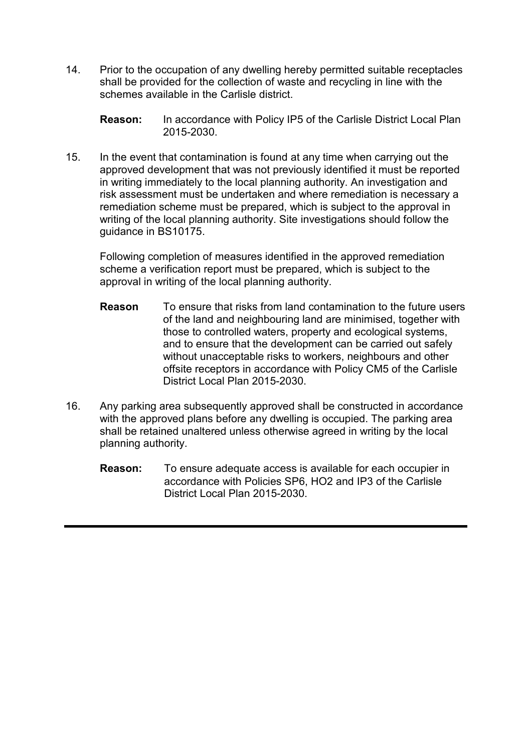14. Prior to the occupation of any dwelling hereby permitted suitable receptacles shall be provided for the collection of waste and recycling in line with the schemes available in the Carlisle district.

    **Reason:** In accordance with Policy IP5 of the Carlisle District Local Plan 2015-2030.

15. In the event that contamination is found at any time when carrying out the approved development that was not previously identified it must be reported in writing immediately to the local planning authority. An investigation and risk assessment must be undertaken and where remediation is necessary a remediation scheme must be prepared, which is subject to the approval in writing of the local planning authority. Site investigations should follow the guidance in BS10175.

    Following completion of measures identified in the approved remediation scheme a verification report must be prepared, which is subject to the approval in writing of the local planning authority.

    **Reason** To ensure that risks from land contamination to the future users of the land and neighbouring land are minimised, together with those to controlled waters, property and ecological systems, and to ensure that the development can be carried out safely without unacceptable risks to workers, neighbours and other offsite receptors in accordance with Policy CM5 of the Carlisle District Local Plan 2015-2030.

16. Any parking area subsequently approved shall be constructed in accordance with the approved plans before any dwelling is occupied. The parking area shall be retained unaltered unless otherwise agreed in writing by the local planning authority.

    **Reason:** To ensure adequate access is available for each occupier in accordance with Policies SP6, HO2 and IP3 of the Carlisle District Local Plan 2015-2030.

---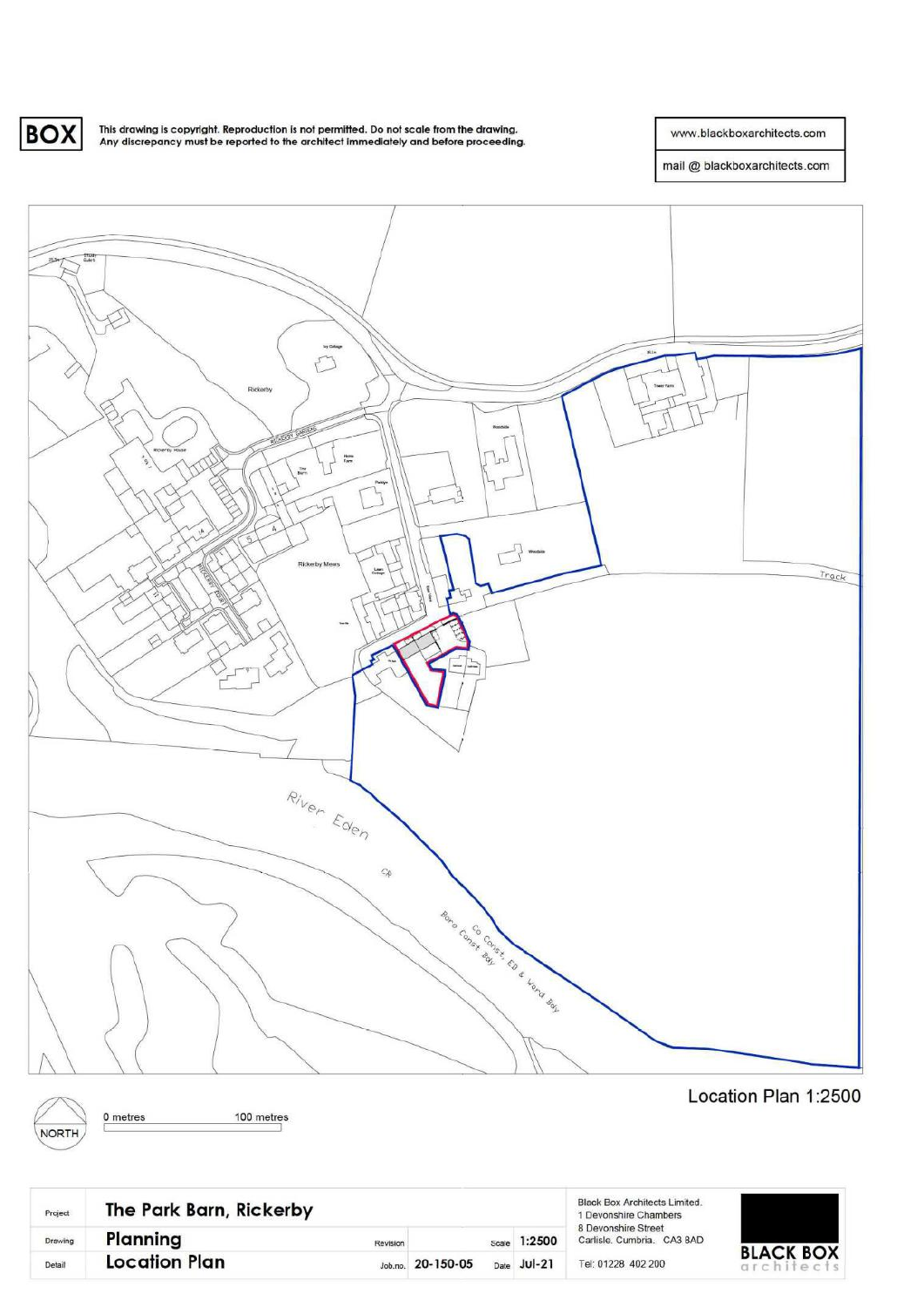BOX

This drawing is copyright. Reproduction is not permitted. Do not scale from the drawing.
Any discrepancy must be reported to the architect immediately and before proceeding.

www.blackboxarchitects.com

mail @ blackboxarchitects.com

Rickerby

Rickerby Mews

Track

River Eden

Co Const, ED & Ward Bdy

Boro Const Bdy

NORTH

0 metres 100 metres

Location Plan 1:2500

| | | | | | | |
|---|---|---|---|---|---|---|
| Project | **The Park Barn, Rickerby** | | | | | |
| Drawing | **Planning** | Revision | | Scale | 1:2500 | |
| Detail | **Location Plan** | Job.no. | 20-150-05 | Date | Jul-21 | |

Black Box Architects Limited.
1 Devonshire Chambers
8 Devonshire Street
Carlisle. Cumbria. CA3 8AD

Tel: 01228 402 200

BLACK BOX architects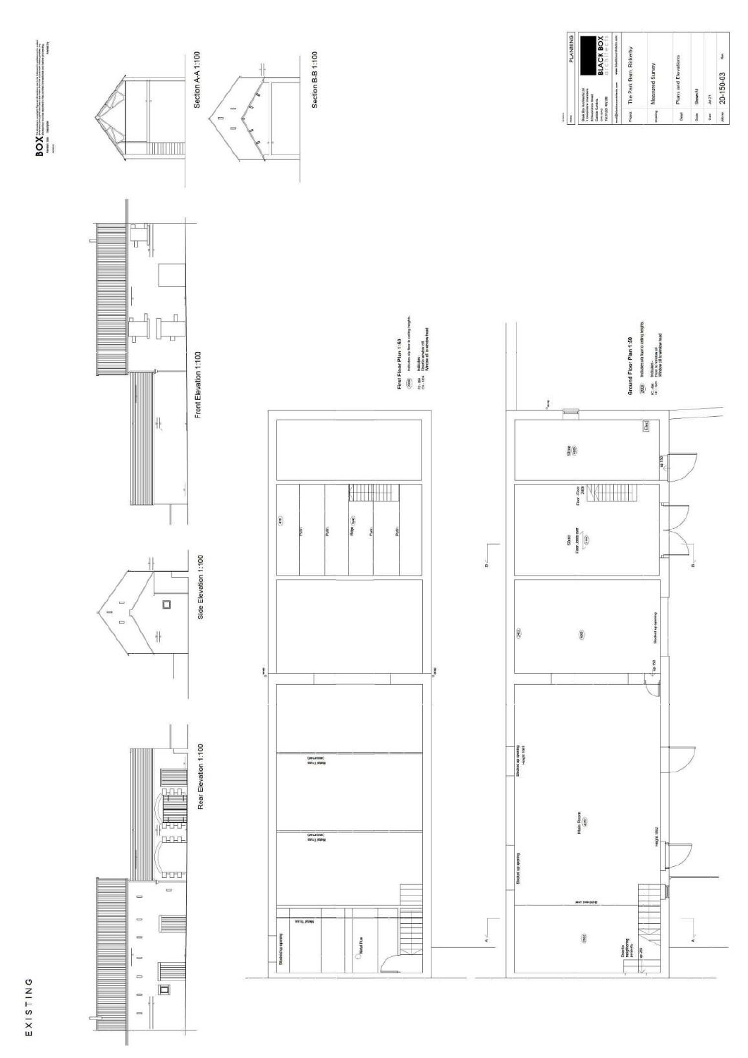EXISTING

Rear Elevation 1:100

Side Elevation 1:100

Front Elevation 1:100

Section A-A 1:100

Section B-B 1:100

First Floor Plan 1:50

Ground Floor Plan 1:50

Blocked up opening

Metal Truss

Metal Flue

Main Room

Store

Blocked up opening

PLANNING

BLACK BOX architects

Project: The Peat Barn, Rickerby

Drawing: Measured Survey

Detail: Plans and Elevations

Job No: 20-150-03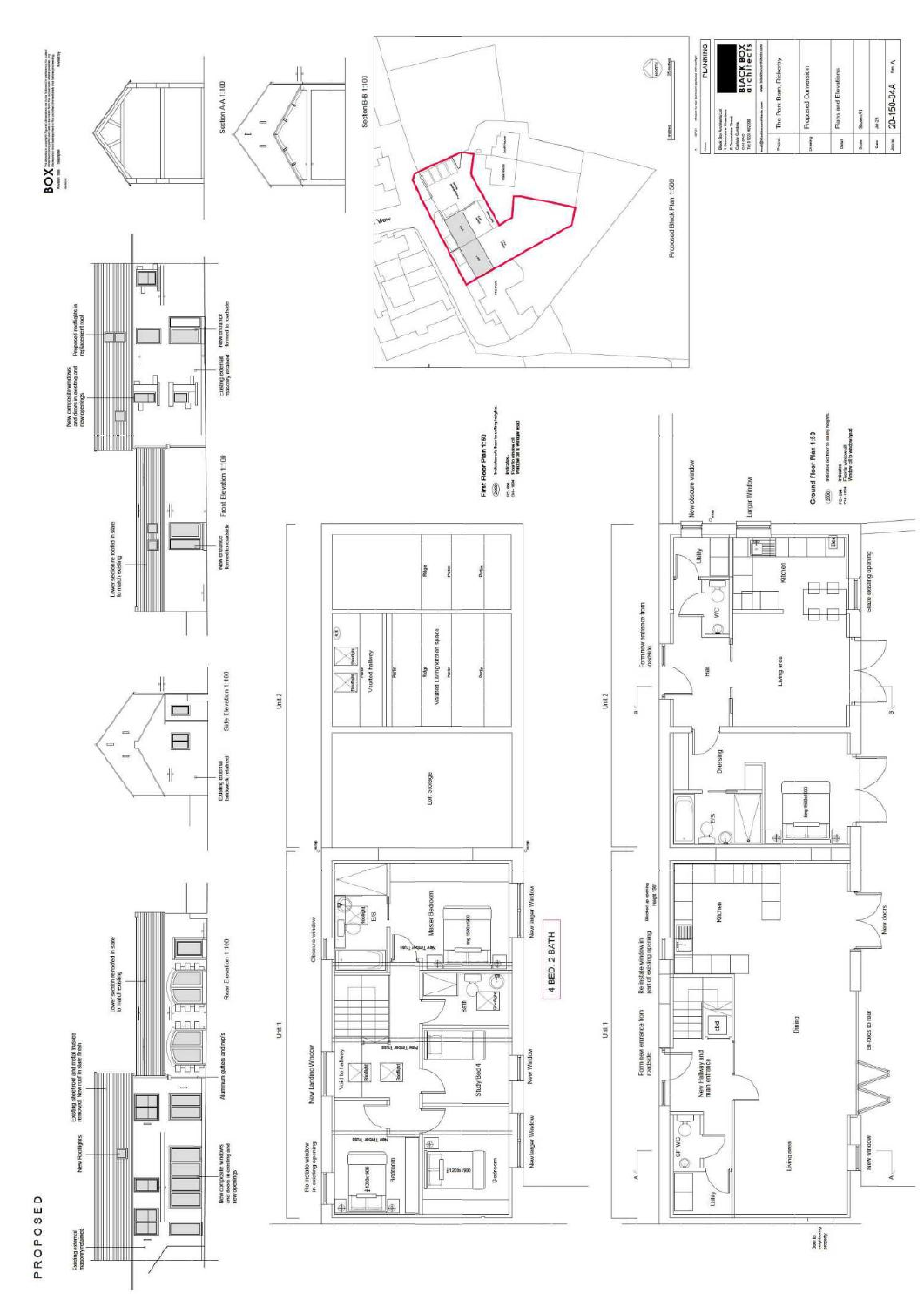PROPOSED

Existing external masonry retained

New Rooflights

Existing sheet roof and metal trusses removed. New roof in slate finish

New composite windows and doors in existing and new openings

Aluminium gutters and rwp's

Lower section re-roofed in slate to match existing

Rear Elevation 1:100

Side Elevation 1:100

Existing external brickwork retained

Lower section re-roofed in slate to match existing

New entrance formed to roadside

Front Elevation 1:100

New composite windows and doors in existing and new openings

Proposed rooflights in replacement roof

Existing external masonry retained

New entrance formed to roadside

Section A-A 1:100

Section B-B 1:100

Proposed Block Plan 1:500

Unit 1

Unit 2

Re instate window in existing opening

New Landing Window

Obscure window

Bedroom

Bedroom

Void to hallway

Study/Bed 4

Bath

Master Bedroom

E/S

New larger Window

New Window

New larger Window

4 BED, 2 BATH

Vaulted hallway

Vaulted Living/kitchen space

Loft Storage

First Floor Plan 1:50

Utility

GF WC

New Hallway and main entrance

Form new entrance from roadside

Re instate windows in part of existing opening

Kitchen

Dining

Living area

New window

Bi-folds to rear

New doors

Form new entrance from roadside

Hall

Dressing

E/S

WC

Utility

Kitchen

Living area

New obscure window

Larger Window

Glaze existing opening

Ground Floor Plan 1:50

PLANNING

BLACK BOX architects

Project: The Peat Barn, Rickerby

Drawing: Proposed Conversion

Detail: Plans and Elevations

Job no: 20-150-04A

Rev A